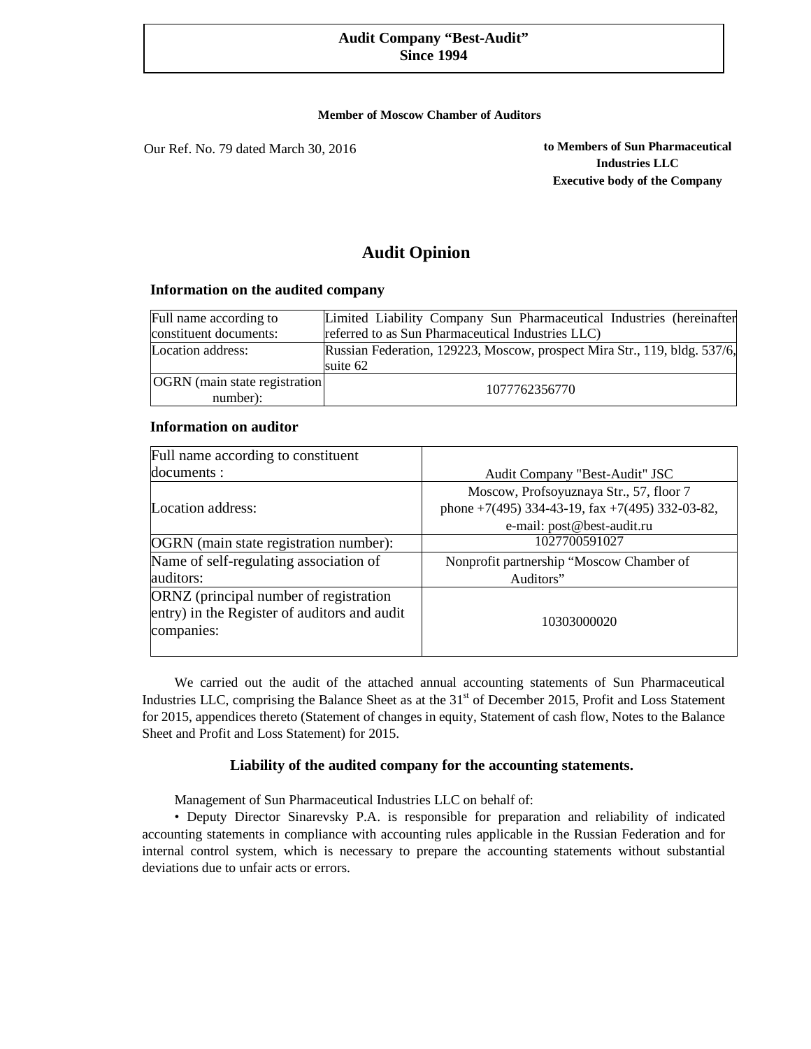**Audit Company "Best-Audit"**
**Since 1994**

**Member of Moscow Chamber of Auditors**

Our Ref. No. 79 dated March 30, 2016

**to Members of Sun Pharmaceutical Industries LLC**
**Executive body of the Company**

# Audit Opinion

### Information on the audited company

| Full name according to constituent documents: | Limited Liability Company Sun Pharmaceutical Industries (hereinafter referred to as Sun Pharmaceutical Industries LLC) |
|---|---|
| Location address: | Russian Federation, 129223, Moscow, prospect Mira Str., 119, bldg. 537/6, suite 62 |
| OGRN (main state registration number): | 1077762356770 |

### Information on auditor

| Full name according to constituent documents : | Audit Company "Best-Audit" JSC |
|---|---|
| Location address: | Moscow, Profsoyuznaya Str., 57, floor 7<br>phone +7(495) 334-43-19, fax +7(495) 332-03-82,<br>e-mail: post@best-audit.ru |
| OGRN (main state registration number): | 1027700591027 |
| Name of self-regulating association of auditors: | Nonprofit partnership "Moscow Chamber of Auditors" |
| ORNZ (principal number of registration entry) in the Register of auditors and audit companies: | 10303000020 |

We carried out the audit of the attached annual accounting statements of Sun Pharmaceutical Industries LLC, comprising the Balance Sheet as at the 31st of December 2015, Profit and Loss Statement for 2015, appendices thereto (Statement of changes in equity, Statement of cash flow, Notes to the Balance Sheet and Profit and Loss Statement) for 2015.

### Liability of the audited company for the accounting statements.

Management of Sun Pharmaceutical Industries LLC on behalf of:

- Deputy Director Sinarevsky P.A. is responsible for preparation and reliability of indicated accounting statements in compliance with accounting rules applicable in the Russian Federation and for internal control system, which is necessary to prepare the accounting statements without substantial deviations due to unfair acts or errors.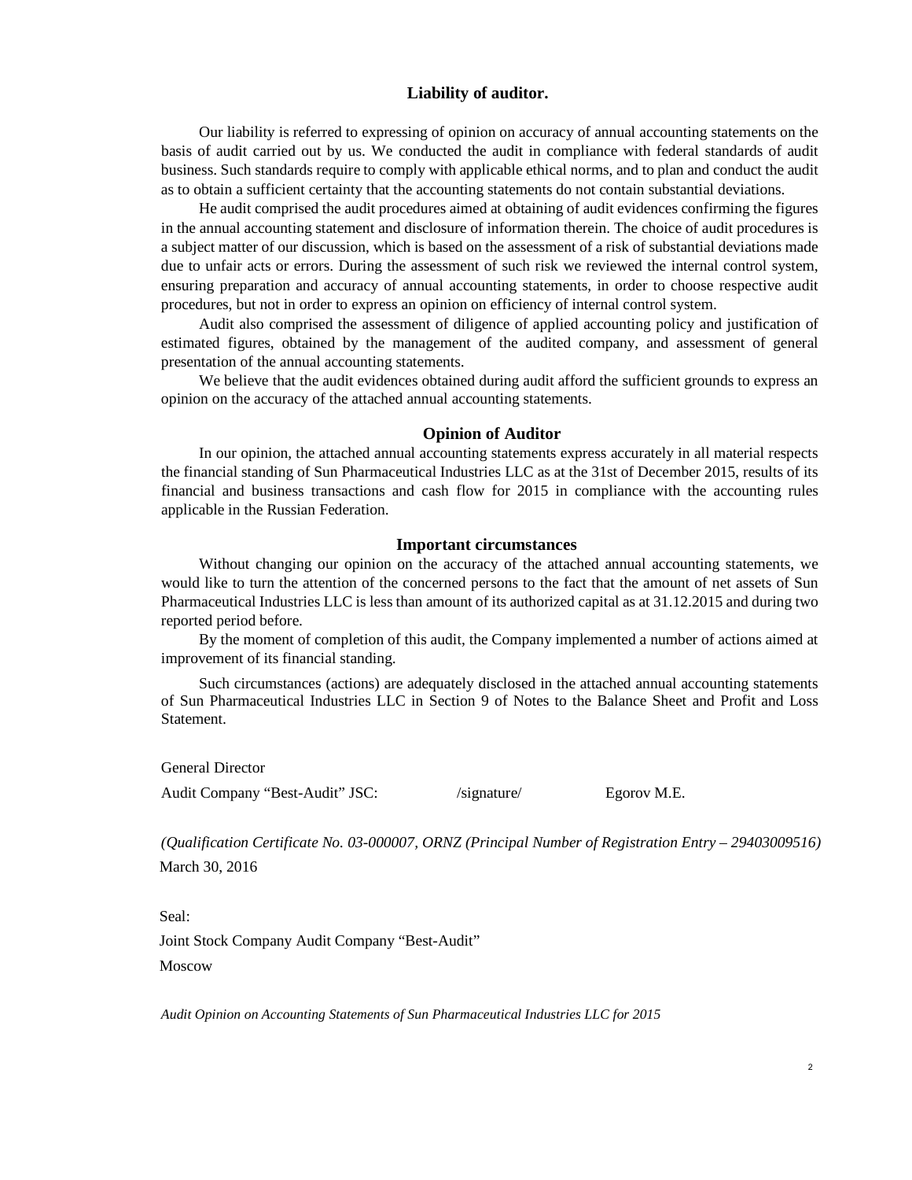## Liability of auditor.

Our liability is referred to expressing of opinion on accuracy of annual accounting statements on the basis of audit carried out by us. We conducted the audit in compliance with federal standards of audit business. Such standards require to comply with applicable ethical norms, and to plan and conduct the audit as to obtain a sufficient certainty that the accounting statements do not contain substantial deviations.

He audit comprised the audit procedures aimed at obtaining of audit evidences confirming the figures in the annual accounting statement and disclosure of information therein. The choice of audit procedures is a subject matter of our discussion, which is based on the assessment of a risk of substantial deviations made due to unfair acts or errors. During the assessment of such risk we reviewed the internal control system, ensuring preparation and accuracy of annual accounting statements, in order to choose respective audit procedures, but not in order to express an opinion on efficiency of internal control system.

Audit also comprised the assessment of diligence of applied accounting policy and justification of estimated figures, obtained by the management of the audited company, and assessment of general presentation of the annual accounting statements.

We believe that the audit evidences obtained during audit afford the sufficient grounds to express an opinion on the accuracy of the attached annual accounting statements.

## Opinion of Auditor

In our opinion, the attached annual accounting statements express accurately in all material respects the financial standing of Sun Pharmaceutical Industries LLC as at the 31st of December 2015, results of its financial and business transactions and cash flow for 2015 in compliance with the accounting rules applicable in the Russian Federation.

## Important circumstances

Without changing our opinion on the accuracy of the attached annual accounting statements, we would like to turn the attention of the concerned persons to the fact that the amount of net assets of Sun Pharmaceutical Industries LLC is less than amount of its authorized capital as at 31.12.2015 and during two reported period before.

By the moment of completion of this audit, the Company implemented a number of actions aimed at improvement of its financial standing.

Such circumstances (actions) are adequately disclosed in the attached annual accounting statements of Sun Pharmaceutical Industries LLC in Section 9 of Notes to the Balance Sheet and Profit and Loss Statement.

General Director

Audit Company "Best-Audit" JSC: /signature/ Egorov M.E.

*(Qualification Certificate No. 03-000007, ORNZ (Principal Number of Registration Entry – 29403009516)*

March 30, 2016

Seal:

Joint Stock Company Audit Company "Best-Audit"

Moscow

*Audit Opinion on Accounting Statements of Sun Pharmaceutical Industries LLC for 2015*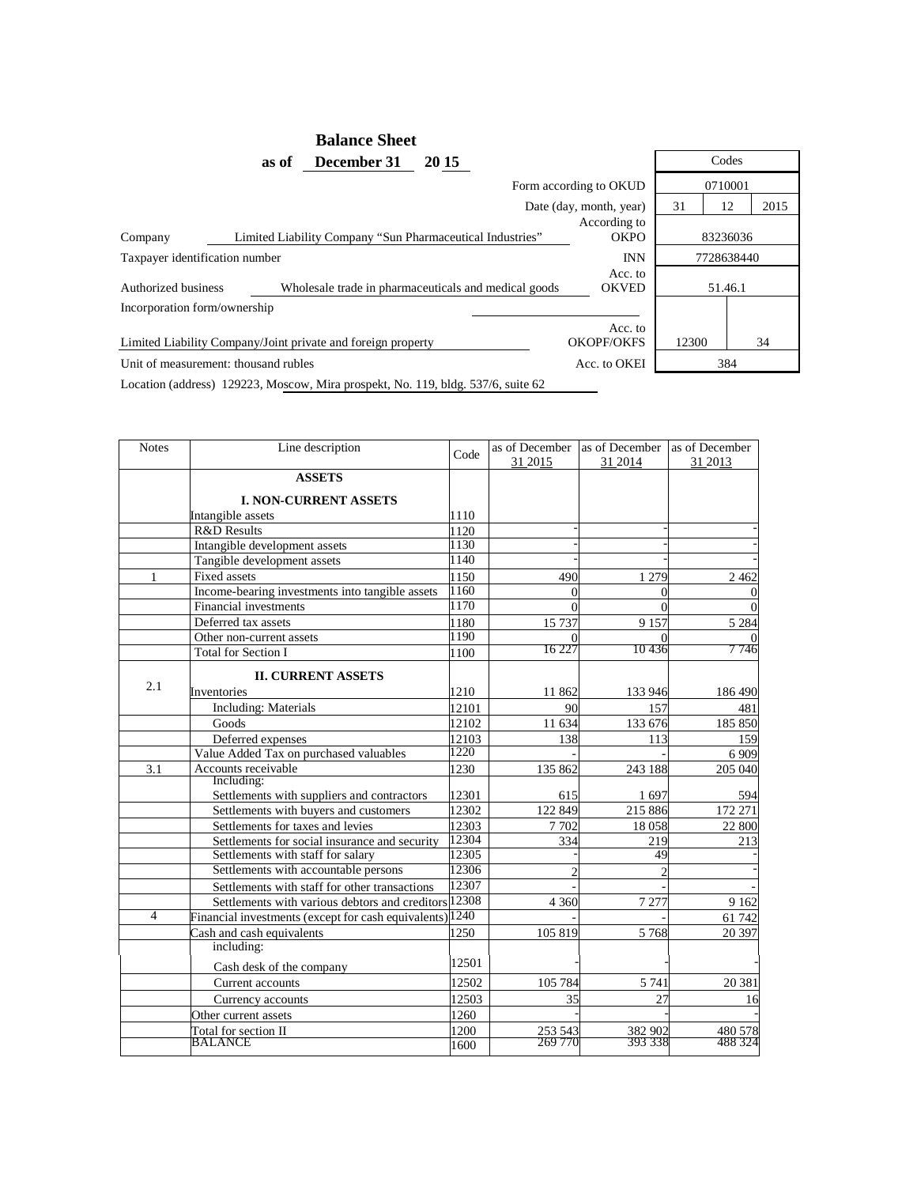# Balance Sheet

**as of December 31 20 15**

| | | Codes | | |
|---|---|---|---|---|
| | Form according to OKUD | 0710001 | | |
| | Date (day, month, year) | 31 | 12 | 2015 |
| Company: Limited Liability Company “Sun Pharmaceutical Industries” | According to OKPO | 83236036 | | |
| Taxpayer identification number | INN | 7728638440 | | |
| Authorized business: Wholesale trade in pharmaceuticals and medical goods | Acc. to OKVED | 51.46.1 | | |
| Incorporation form/ownership: Limited Liability Company/Joint private and foreign property | Acc. to OKOPF/OKFS | 12300 | | 34 |
| Unit of measurement: thousand rubles | Acc. to OKEI | 384 | | |

Location (address) 129223, Moscow, Mira prospekt, No. 119, bldg. 537/6, suite 62

| Notes | Line description | Code | as of December 31 2015 | as of December 31 2014 | as of December 31 2013 |
|---|---|---|---|---|---|
| | **ASSETS** | | | | |
| | **I. NON-CURRENT ASSETS** | | | | |
| | Intangible assets | 1110 | | | |
| | R&D Results | 1120 | - | - | - |
| | Intangible development assets | 1130 | - | - | - |
| | Tangible development assets | 1140 | - | - | - |
| 1 | Fixed assets | 1150 | 490 | 1 279 | 2 462 |
| | Income-bearing investments into tangible assets | 1160 | 0 | 0 | 0 |
| | Financial investments | 1170 | 0 | 0 | 0 |
| | Deferred tax assets | 1180 | 15 737 | 9 157 | 5 284 |
| | Other non-current assets | 1190 | 0 | 0 | 0 |
| | Total for Section I | 1100 | 16 227 | 10 436 | 7 746 |
| 2.1 | **II. CURRENT ASSETS** | | | | |
| | Inventories | 1210 | 11 862 | 133 946 | 186 490 |
| | Including: Materials | 12101 | 90 | 157 | 481 |
| | Goods | 12102 | 11 634 | 133 676 | 185 850 |
| | Deferred expenses | 12103 | 138 | 113 | 159 |
| | Value Added Tax on purchased valuables | 1220 | - | - | 6 909 |
| 3.1 | Accounts receivable | 1230 | 135 862 | 243 188 | 205 040 |
| | Including: Settlements with suppliers and contractors | 12301 | 615 | 1 697 | 594 |
| | Settlements with buyers and customers | 12302 | 122 849 | 215 886 | 172 271 |
| | Settlements for taxes and levies | 12303 | 7 702 | 18 058 | 22 800 |
| | Settlements for social insurance and security | 12304 | 334 | 219 | 213 |
| | Settlements with staff for salary | 12305 | - | 49 | - |
| | Settlements with accountable persons | 12306 | 2 | 2 | - |
| | Settlements with staff for other transactions | 12307 | - | - | - |
| | Settlements with various debtors and creditors | 12308 | 4 360 | 7 277 | 9 162 |
| 4 | Financial investments (except for cash equivalents) | 1240 | - | - | 61 742 |
| | Cash and cash equivalents | 1250 | 105 819 | 5 768 | 20 397 |
| | including: Cash desk of the company | 12501 | - | - | - |
| | Current accounts | 12502 | 105 784 | 5 741 | 20 381 |
| | Currency accounts | 12503 | 35 | 27 | 16 |
| | Other current assets | 1260 | - | - | - |
| | Total for section II | 1200 | 253 543 | 382 902 | 480 578 |
| | BALANCE | 1600 | 269 770 | 393 338 | 488 324 |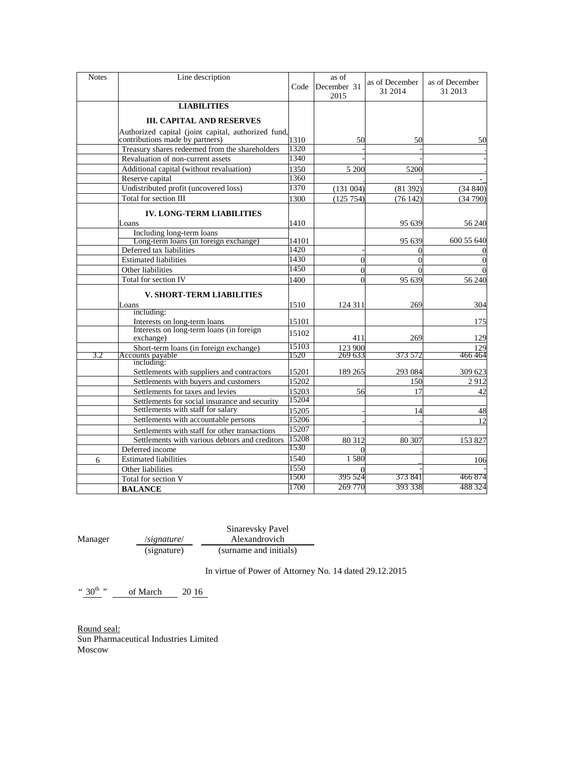| Notes | Line description | Code | as of December 31 2015 | as of December 31 2014 | as of December 31 2013 |
|---|---|---|---|---|---|
| | **LIABILITIES** | | | | |
| | **III. CAPITAL AND RESERVES** | | | | |
| | Authorized capital (joint capital, authorized fund, contributions made by partners) | 1310 | 50 | 50 | 50 |
| | Treasury shares redeemed from the shareholders | 1320 | - | - | . |
| | Revaluation of non-current assets | 1340 | - | - | - |
| | Additional capital (without revaluation) | 1350 | 5 200 | 5200 | . |
| | Reserve capital | 1360 | . | - | - |
| | Undistributed profit (uncovered loss) | 1370 | (131 004) | (81 392) | (34 840) |
| | Total for section III | 1300 | (125 754) | (76 142) | (34 790) |
| | **IV. LONG-TERM LIABILITIES** | | | | |
| | Loans | 1410 | | 95 639 | 56 240 |
| | Including long-term loans | | | | |
| | Long-term loans (in foreign exchange) | 14101 | | 95 639 | 600 55 640 |
| | Deferred tax liabilities | 1420 | - | 0 | 0 |
| | Estimated liabilities | 1430 | 0 | 0 | 0 |
| | Other liabilities | 1450 | 0 | 0 | 0 |
| | Total for section IV | 1400 | 0 | 95 639 | 56 240 |
| | **V. SHORT-TERM LIABILITIES** | | | | |
| | Loans | 1510 | 124 311 | 269 | 304 |
| | including: | | | | |
| | Interests on long-term loans | 15101 | | | 175 |
| | Interests on long-term loans (in foreign exchange) | 15102 | 411 | 269 | 129 |
| | Short-term loans (in foreign exchange) | 15103 | 123 900 | | 129 |
| 3.2 | Accounts payable | 1520 | 269 633 | 373 572 | 466 464 |
| | including: | | | | |
| | Settlements with suppliers and contractors | 15201 | 189 265 | 293 084 | 309 623 |
| | Settlements with buyers and customers | 15202 | | 150 | 2 912 |
| | Settlements for taxes and levies | 15203 | 56 | 17 | 42 |
| | Settlements for social insurance and security | 15204 | | | |
| | Settlements with staff for salary | 15205 | - | 14 | 48 |
| | Settlements with accountable persons | 15206 | - | - | 12 |
| | Settlements with staff for other transactions | 15207 | | | |
| | Settlements with various debtors and creditors | 15208 | 80 312 | 80 307 | 153 827 |
| | Deferred income | 1530 | 0 | . | |
| 6 | Estimated liabilities | 1540 | 1 580 | _ | 106 |
| | Other liabilities | 1550 | 0 | - | - |
| | Total for section V | 1500 | 395 524 | 373 841 | 466 874 |
| | **BALANCE** | 1700 | 269 770 | 393 338 | 488 324 |

Manager /*signature*/ (signature) Sinarevsky Pavel Alexandrovich (surname and initials)

In virtue of Power of Attorney No. 14 dated 29.12.2015

"30th" of March 2016

Round seal:
Sun Pharmaceutical Industries Limited
Moscow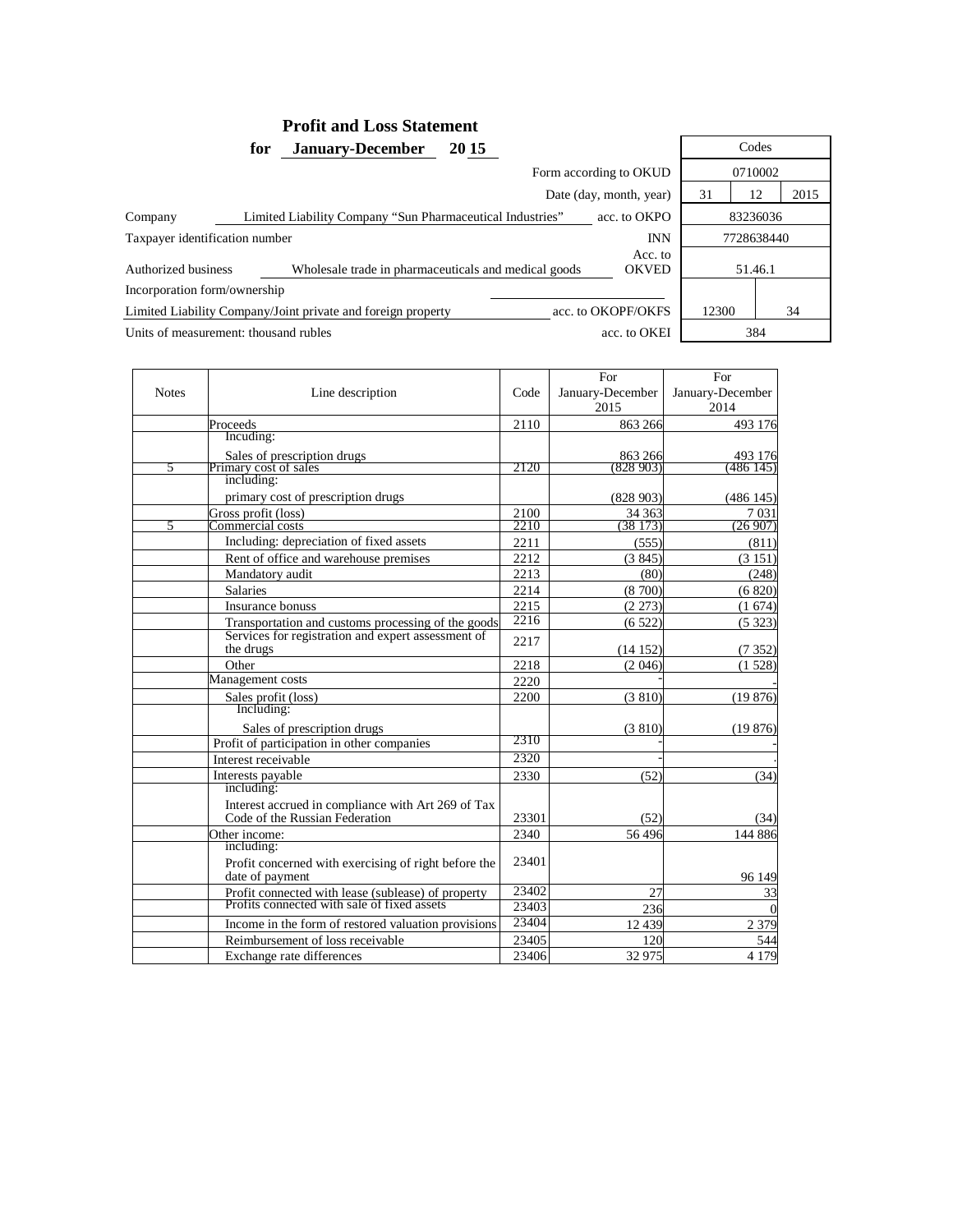# Profit and Loss Statement

**for January-December 20 15**

| | | Codes | | |
|---|---|---|---|---|
| | Form according to OKUD | 0710002 | | |
| | Date (day, month, year) | 31 | 12 | 2015 |
| Company: Limited Liability Company "Sun Pharmaceutical Industries" | acc. to OKPO | 83236036 | | |
| Taxpayer identification number | INN | 7728638440 | | |
| Authorized business: Wholesale trade in pharmaceuticals and medical goods | Acc. to OKVED | 51.46.1 | | |
| Incorporation form/ownership: Limited Liability Company/Joint private and foreign property | acc. to OKOPF/OKFS | 12300 | | 34 |
| Units of measurement: thousand rubles | acc. to OKEI | 384 | | |

| Notes | Line description | Code | For January-December 2015 | For January-December 2014 |
|---|---|---|---|---|
| | Proceeds | 2110 | 863 266 | 493 176 |
| | Incuding: Sales of prescription drugs | | 863 266 | 493 176 |
| 5 | Primary cost of sales | 2120 | (828 903) | (486 145) |
| | including: primary cost of prescription drugs | | (828 903) | (486 145) |
| | Gross profit (loss) | 2100 | 34 363 | 7 031 |
| 5 | Commercial costs | 2210 | (38 173) | (26 907) |
| | Including: depreciation of fixed assets | 2211 | (555) | (811) |
| | Rent of office and warehouse premises | 2212 | (3 845) | (3 151) |
| | Mandatory audit | 2213 | (80) | (248) |
| | Salaries | 2214 | (8 700) | (6 820) |
| | Insurance bonuss | 2215 | (2 273) | (1 674) |
| | Transportation and customs processing of the goods | 2216 | (6 522) | (5 323) |
| | Services for registration and expert assessment of the drugs | 2217 | (14 152) | (7 352) |
| | Other | 2218 | (2 046) | (1 528) |
| | Management costs | 2220 | - | - |
| | Sales profit (loss) | 2200 | (3 810) | (19 876) |
| | Including: Sales of prescription drugs | | (3 810) | (19 876) |
| | Profit of participation in other companies | 2310 | - | - |
| | Interest receivable | 2320 | - | - |
| | Interests payable | 2330 | (52) | (34) |
| | including: Interest accrued in compliance with Art 269 of Tax Code of the Russian Federation | 23301 | (52) | (34) |
| | Other income: | 2340 | 56 496 | 144 886 |
| | including: Profit concerned with exercising of right before the date of payment | 23401 | | 96 149 |
| | Profit connected with lease (sublease) of property | 23402 | 27 | 33 |
| | Profits connected with sale of fixed assets | 23403 | 236 | 0 |
| | Income in the form of restored valuation provisions | 23404 | 12 439 | 2 379 |
| | Reimbursement of loss receivable | 23405 | 120 | 544 |
| | Exchange rate differences | 23406 | 32 975 | 4 179 |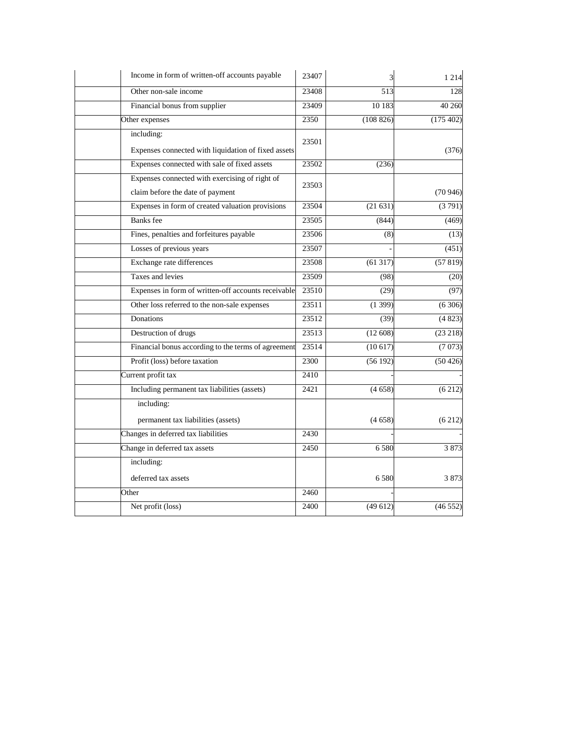| | | | | |
|---|---|---|---|---|
| | Income in form of written-off accounts payable | 23407 | 3 | 1 214 |
| | Other non-sale income | 23408 | 513 | 128 |
| | Financial bonus from supplier | 23409 | 10 183 | 40 260 |
| | Other expenses | 2350 | (108 826) | (175 402) |
| | including:<br>Expenses connected with liquidation of fixed assets | 23501 | | (376) |
| | Expenses connected with sale of fixed assets | 23502 | (236) | |
| | Expenses connected with exercising of right of claim before the date of payment | 23503 | | (70 946) |
| | Expenses in form of created valuation provisions | 23504 | (21 631) | (3 791) |
| | Banks fee | 23505 | (844) | (469) |
| | Fines, penalties and forfeitures payable | 23506 | (8) | (13) |
| | Losses of previous years | 23507 | - | (451) |
| | Exchange rate differences | 23508 | (61 317) | (57 819) |
| | Taxes and levies | 23509 | (98) | (20) |
| | Expenses in form of written-off accounts receivable | 23510 | (29) | (97) |
| | Other loss referred to the non-sale expenses | 23511 | (1 399) | (6 306) |
| | Donations | 23512 | (39) | (4 823) |
| | Destruction of drugs | 23513 | (12 608) | (23 218) |
| | Financial bonus according to the terms of agreement | 23514 | (10 617) | (7 073) |
| | Profit (loss) before taxation | 2300 | (56 192) | (50 426) |
| | Current profit tax | 2410 | - | - |
| | Including permanent tax liabilities (assets) | 2421 | (4 658) | (6 212) |
| | including:<br>permanent tax liabilities (assets) | | (4 658) | (6 212) |
| | Changes in deferred tax liabilities | 2430 | - | - |
| | Change in deferred tax assets | 2450 | 6 580 | 3 873 |
| | including:<br>deferred tax assets | | 6 580 | 3 873 |
| | Other | 2460 | - | |
| | Net profit (loss) | 2400 | (49 612) | (46 552) |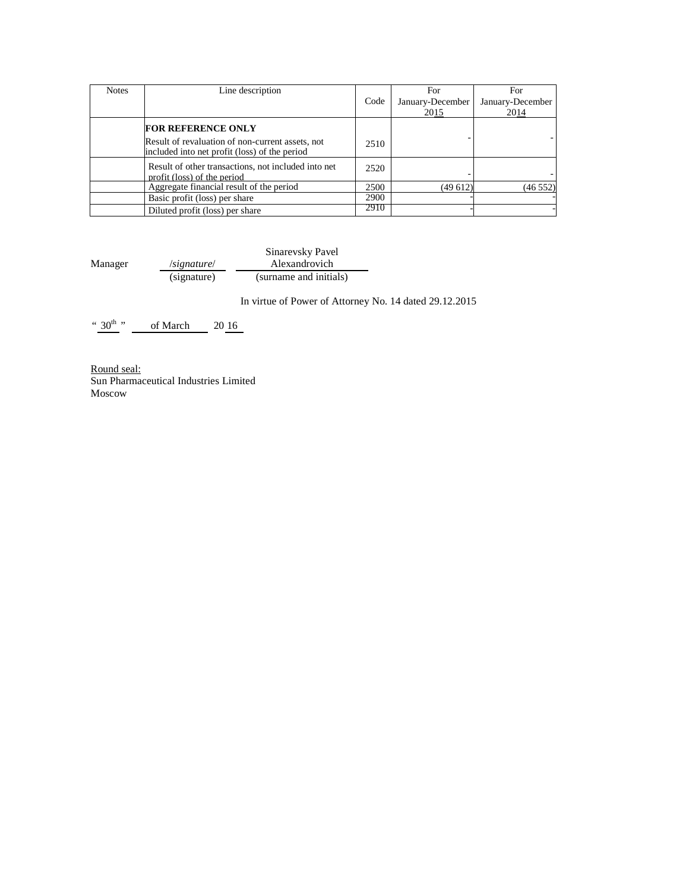| Notes | Line description | Code | For January-December 2015 | For January-December 2014 |
|---|---|---|---|---|
| | **FOR REFERENCE ONLY**<br>Result of revaluation of non-current assets, not included into net profit (loss) of the period | 2510 | - | - |
| | Result of other transactions, not included into net profit (loss) of the period | 2520 | - | - |
| | Aggregate financial result of the period | 2500 | (49 612) | (46 552) |
| | Basic profit (loss) per share | 2900 | - | - |
| | Diluted profit (loss) per share | 2910 | - | - |

Manager /*signature*/ Sinarevsky Pavel Alexandrovich
(signature) (surname and initials)

In virtue of Power of Attorney No. 14 dated 29.12.2015

“ 30th ” of March 20 16

Round seal:
Sun Pharmaceutical Industries Limited
Moscow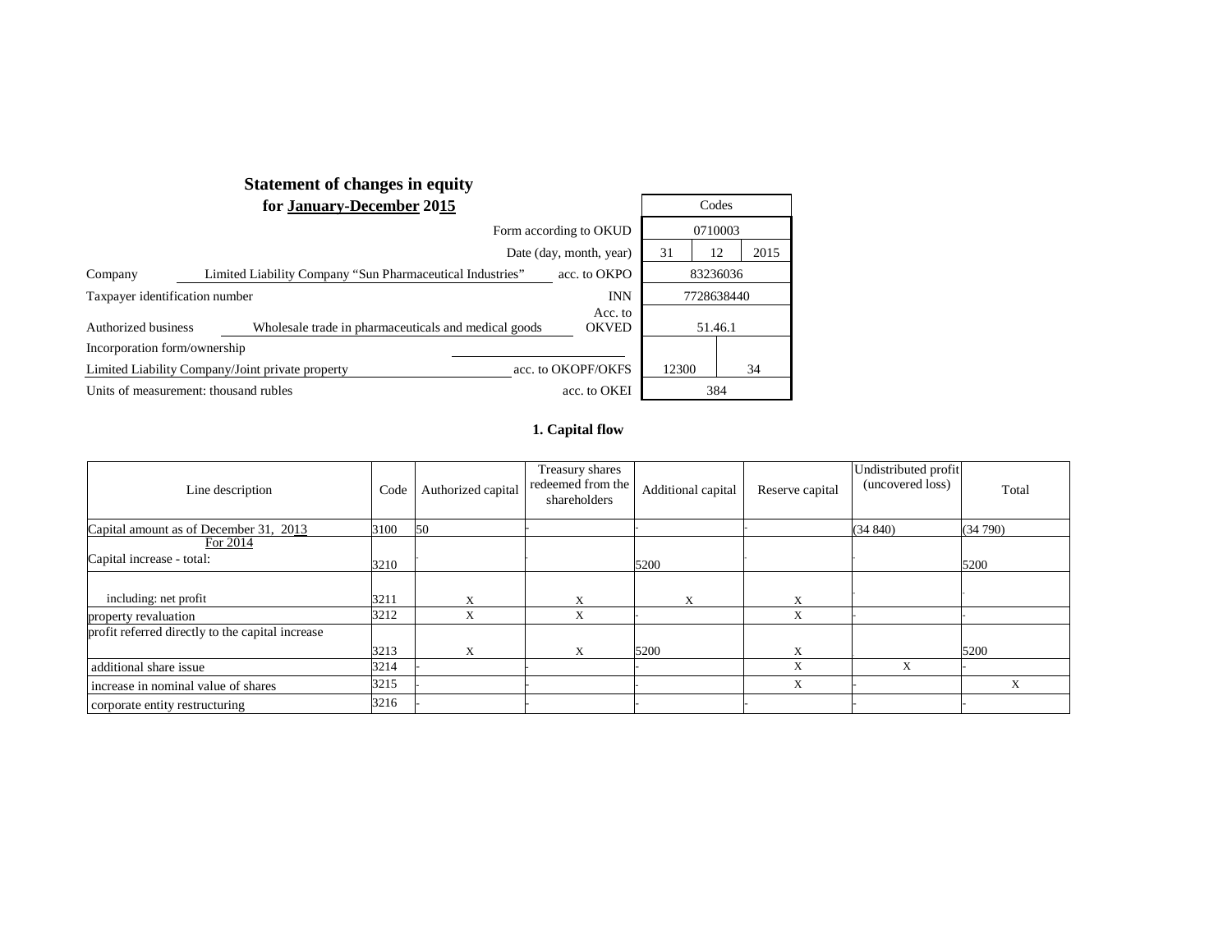## Statement of changes in equity
### for January-December 2015

| | Codes | | |
|---|---|---|---|
| Form according to OKUD | 0710003 | | |
| Date (day, month, year) | 31 | 12 | 2015 |
| Company Limited Liability Company "Sun Pharmaceutical Industries" acc. to OKPO | 83236036 | | |
| Taxpayer identification number INN | 7728638440 | | |
| Authorized business Wholesale trade in pharmaceuticals and medical goods Acc. to OKVED | 51.46.1 | | |
| Incorporation form/ownership Limited Liability Company/Joint private property acc. to OKOPF/OKFS | 12300 | 34 | |
| Units of measurement: thousand rubles acc. to OKEI | 384 | | |

### 1. Capital flow

| Line description | Code | Authorized capital | Treasury shares redeemed from the shareholders | Additional capital | Reserve capital | Undistributed profit (uncovered loss) | Total |
|---|---|---|---|---|---|---|---|
| Capital amount as of December 31, 2013 | 3100 | 50 | - | - | - | (34 840) | (34 790) |
| For 2014<br>Capital increase - total: | 3210 | - | - | 5200 | - | - | 5200 |
| including: net profit | 3211 | X | X | X | X | - | - |
| property revaluation | 3212 | X | X | - | X | - | - |
| profit referred directly to the capital increase | 3213 | X | X | 5200 | X | | 5200 |
| additional share issue | 3214 | - | - | - | X | X | - |
| increase in nominal value of shares | 3215 | - | - | - | X | - | X |
| corporate entity restructuring | 3216 | - | - | - | - | - | - |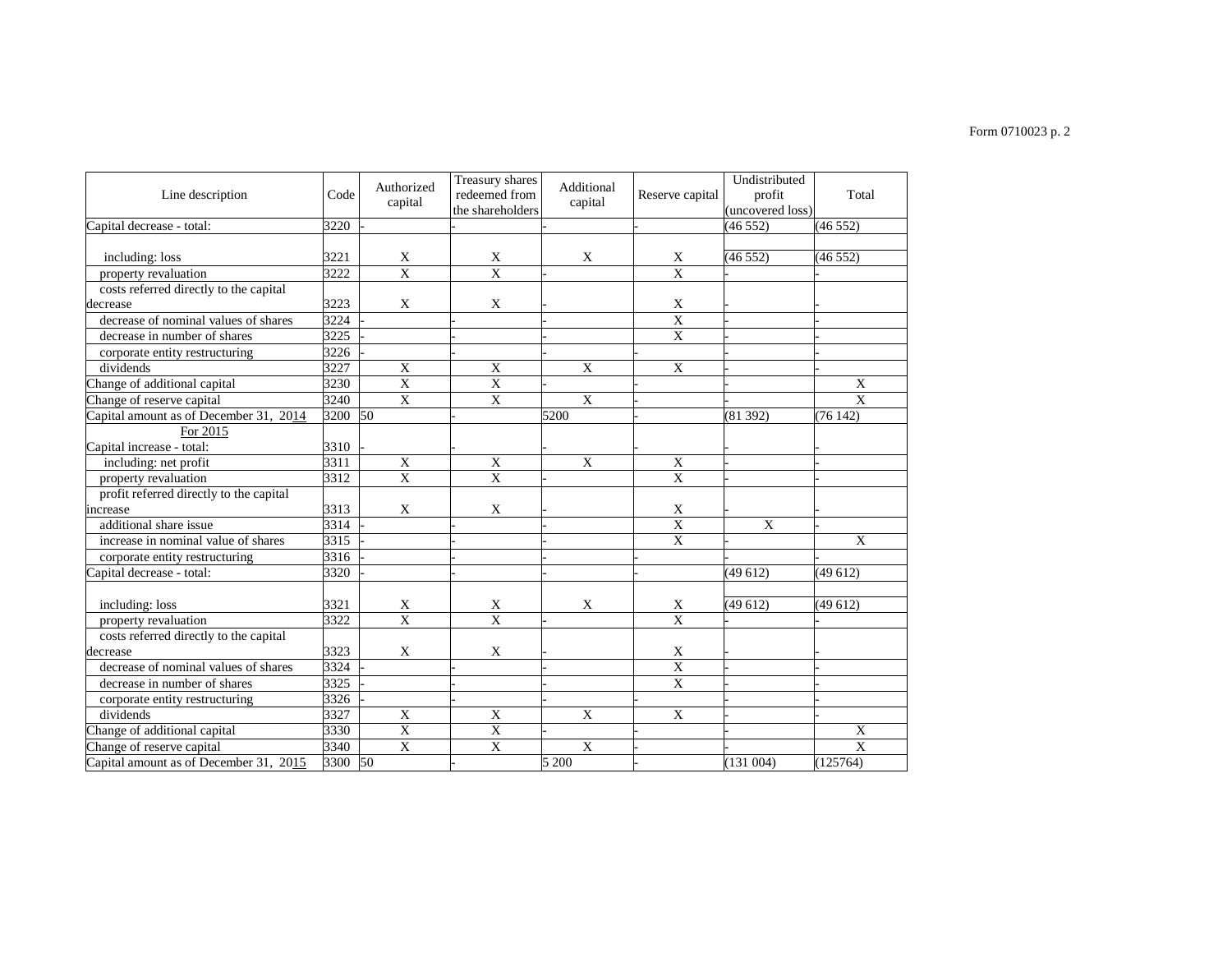Form 0710023 p. 2

| Line description | Code | Authorized capital | Treasury shares redeemed from the shareholders | Additional capital | Reserve capital | Undistributed profit (uncovered loss) | Total |
|---|---|---|---|---|---|---|---|
| Capital decrease - total: | 3220 | - | - | - | - | (46 552) | (46 552) |
| including: loss | 3221 | X | X | X | X | (46 552) | (46 552) |
| property revaluation | 3222 | X | X | - | X | - | - |
| costs referred directly to the capital decrease | 3223 | X | X | - | X | - | - |
| decrease of nominal values of shares | 3224 | - | - | - | X | - | - |
| decrease in number of shares | 3225 | - | - | - | X | - | - |
| corporate entity restructuring | 3226 | - | - | - | - | - | - |
| dividends | 3227 | X | X | X | X | - | - |
| Change of additional capital | 3230 | X | X | - | - | - | X |
| Change of reserve capital | 3240 | X | X | X | - | - | X |
| Capital amount as of December 31, 2014 | 3200 | 50 | - | 5200 | - | (81 392) | (76 142) |
| For 2015 | | | | | | | |
| Capital increase - total: | 3310 | - | - | - | - | - | - |
| including: net profit | 3311 | X | X | X | X | - | - |
| property revaluation | 3312 | X | X | - | X | - | - |
| profit referred directly to the capital increase | 3313 | X | X | - | X | - | - |
| additional share issue | 3314 | - | - | - | X | X | - |
| increase in nominal value of shares | 3315 | - | - | - | X | - | X |
| corporate entity restructuring | 3316 | - | - | - | - | - | - |
| Capital decrease - total: | 3320 | - | - | - | - | (49 612) | (49 612) |
| including: loss | 3321 | X | X | X | X | (49 612) | (49 612) |
| property revaluation | 3322 | X | X | - | X | - | - |
| costs referred directly to the capital decrease | 3323 | X | X | - | X | - | - |
| decrease of nominal values of shares | 3324 | - | - | - | X | - | - |
| decrease in number of shares | 3325 | - | - | - | X | - | - |
| corporate entity restructuring | 3326 | - | - | - | - | - | - |
| dividends | 3327 | X | X | X | X | - | - |
| Change of additional capital | 3330 | X | X | - | - | - | X |
| Change of reserve capital | 3340 | X | X | X | - | - | X |
| Capital amount as of December 31, 2015 | 3300 | 50 | - | 5 200 | - | (131 004) | (125764) |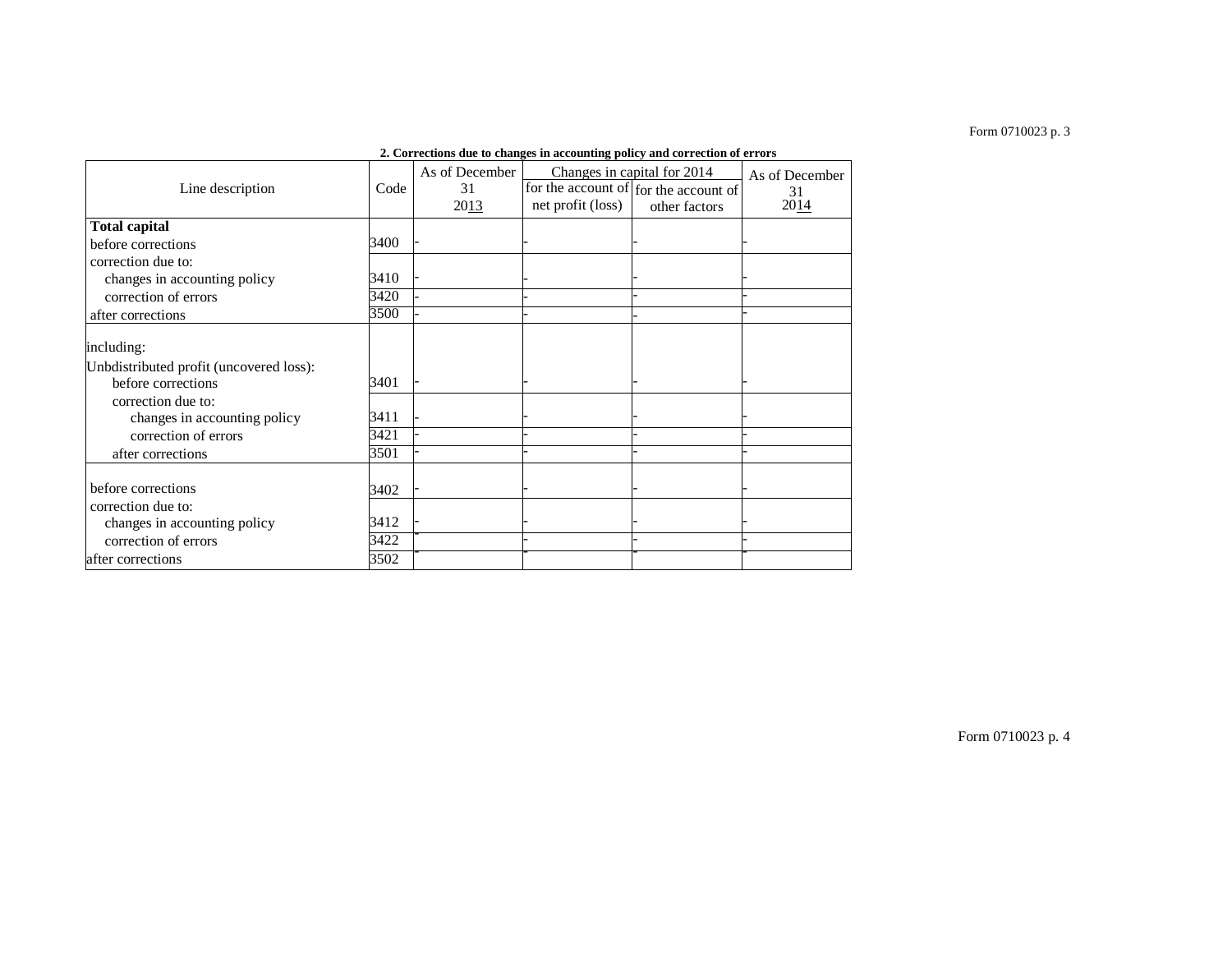## 2. Corrections due to changes in accounting policy and correction of errors

| Line description | Code | As of December 31 2013 | Changes in capital for 2014 | | As of December 31 2014 |
|---|---|---|---|---|---|
| | | | for the account of net profit (loss) | for the account of other factors | |
| **Total capital** | | | | | |
| before corrections | 3400 | - | - | - | - |
| correction due to: | | | | | |
| changes in accounting policy | 3410 | - | - | - | - |
| correction of errors | 3420 | - | - | - | - |
| after corrections | 3500 | - | - | - | - |
| including: | | | | | |
| Unbdistributed profit (uncovered loss): | | | | | |
| before corrections | 3401 | - | - | - | - |
| correction due to: | | | | | |
| changes in accounting policy | 3411 | - | - | - | - |
| correction of errors | 3421 | - | - | - | - |
| after corrections | 3501 | - | - | - | - |
| before corrections | 3402 | - | - | - | - |
| correction due to: | | | | | |
| changes in accounting policy | 3412 | - | - | - | - |
| correction of errors | 3422 | - | - | - | - |
| after corrections | 3502 | - | - | - | - |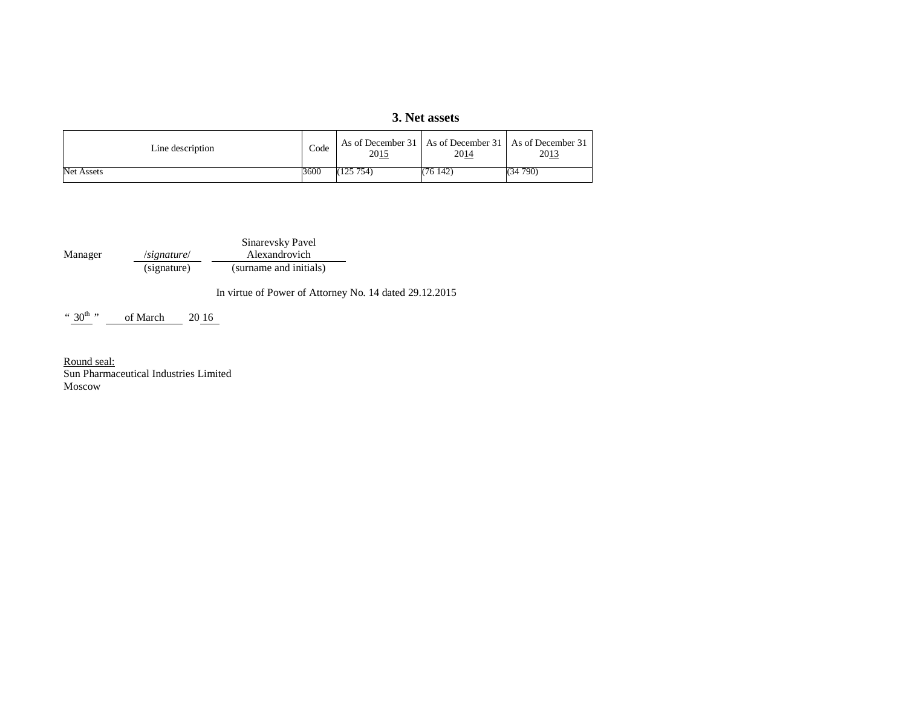### 3. Net assets

| Line description | Code | As of December 31 2015 | As of December 31 2014 | As of December 31 2013 |
|---|---|---|---|---|
| Net Assets | 3600 | (125 754) | (76 142) | (34 790) |

Manager /*signature*/ (signature) Sinarevsky Pavel Alexandrovich (surname and initials)

In virtue of Power of Attorney No. 14 dated 29.12.2015

" 30th " of March 20 16

Round seal:
Sun Pharmaceutical Industries Limited
Moscow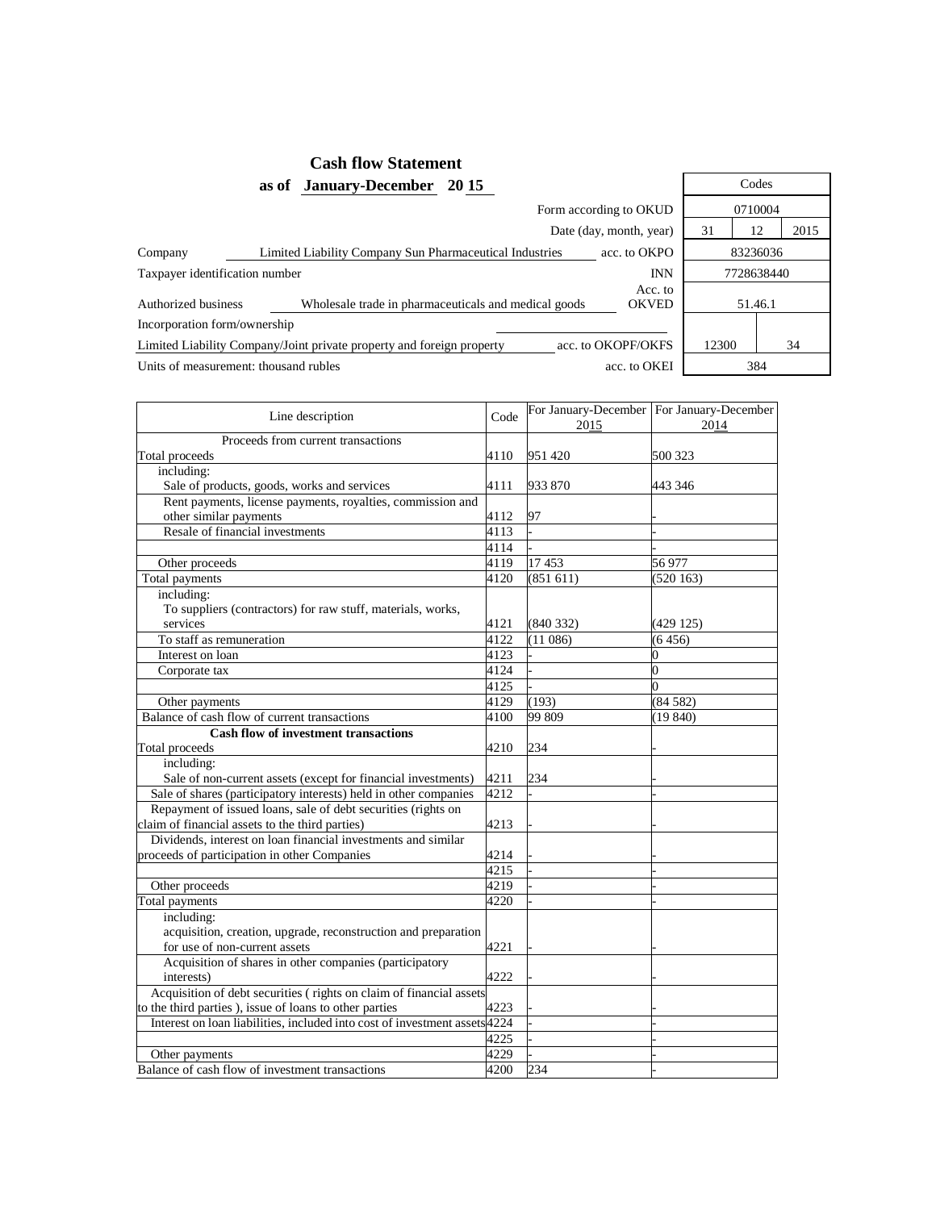## Cash flow Statement

**as of January-December 20 15**

| | | Codes | | |
|---|---|---|---|---|
| | Form according to OKUD | 0710004 | | |
| | Date (day, month, year) | 31 | 12 | 2015 |
| Company: Limited Liability Company Sun Pharmaceutical Industries | acc. to OKPO | 83236036 | | |
| Taxpayer identification number | INN | 7728638440 | | |
| Authorized business: Wholesale trade in pharmaceuticals and medical goods | Acc. to OKVED | 51.46.1 | | |
| Incorporation form/ownership | | | | |
| Limited Liability Company/Joint private property and foreign property | acc. to OKOPF/OKFS | 12300 | | 34 |
| Units of measurement: thousand rubles | acc. to OKEI | 384 | | |

| Line description | Code | For January-December 2015 | For January-December 2014 |
|---|---|---|---|
| Proceeds from current transactions | | | |
| Total proceeds | 4110 | 951 420 | 500 323 |
| including: Sale of products, goods, works and services | 4111 | 933 870 | 443 346 |
| Rent payments, license payments, royalties, commission and other similar payments | 4112 | 97 | - |
| Resale of financial investments | 4113 | - | - |
| | 4114 | - | - |
| Other proceeds | 4119 | 17 453 | 56 977 |
| Total payments | 4120 | (851 611) | (520 163) |
| including: To suppliers (contractors) for raw stuff, materials, works, services | 4121 | (840 332) | (429 125) |
| To staff as remuneration | 4122 | (11 086) | (6 456) |
| Interest on loan | 4123 | - | 0 |
| Corporate tax | 4124 | - | 0 |
| | 4125 | - | 0 |
| Other payments | 4129 | (193) | (84 582) |
| Balance of cash flow of current transactions | 4100 | 99 809 | (19 840) |
| **Cash flow of investment transactions** | | | |
| Total proceeds | 4210 | 234 | - |
| including: Sale of non-current assets (except for financial investments) | 4211 | 234 | - |
| Sale of shares (participatory interests) held in other companies | 4212 | - | - |
| Repayment of issued loans, sale of debt securities (rights on claim of financial assets to the third parties) | 4213 | - | - |
| Dividends, interest on loan financial investments and similar proceeds of participation in other Companies | 4214 | - | - |
| | 4215 | - | - |
| Other proceeds | 4219 | - | - |
| Total payments | 4220 | - | - |
| including: acquisition, creation, upgrade, reconstruction and preparation for use of non-current assets | 4221 | - | - |
| Acquisition of shares in other companies (participatory interests) | 4222 | - | - |
| Acquisition of debt securities ( rights on claim of financial assets to the third parties ), issue of loans to other parties | 4223 | - | - |
| Interest on loan liabilities, included into cost of investment assets | 4224 | - | - |
| | 4225 | - | - |
| Other payments | 4229 | - | - |
| Balance of cash flow of investment transactions | 4200 | 234 | - |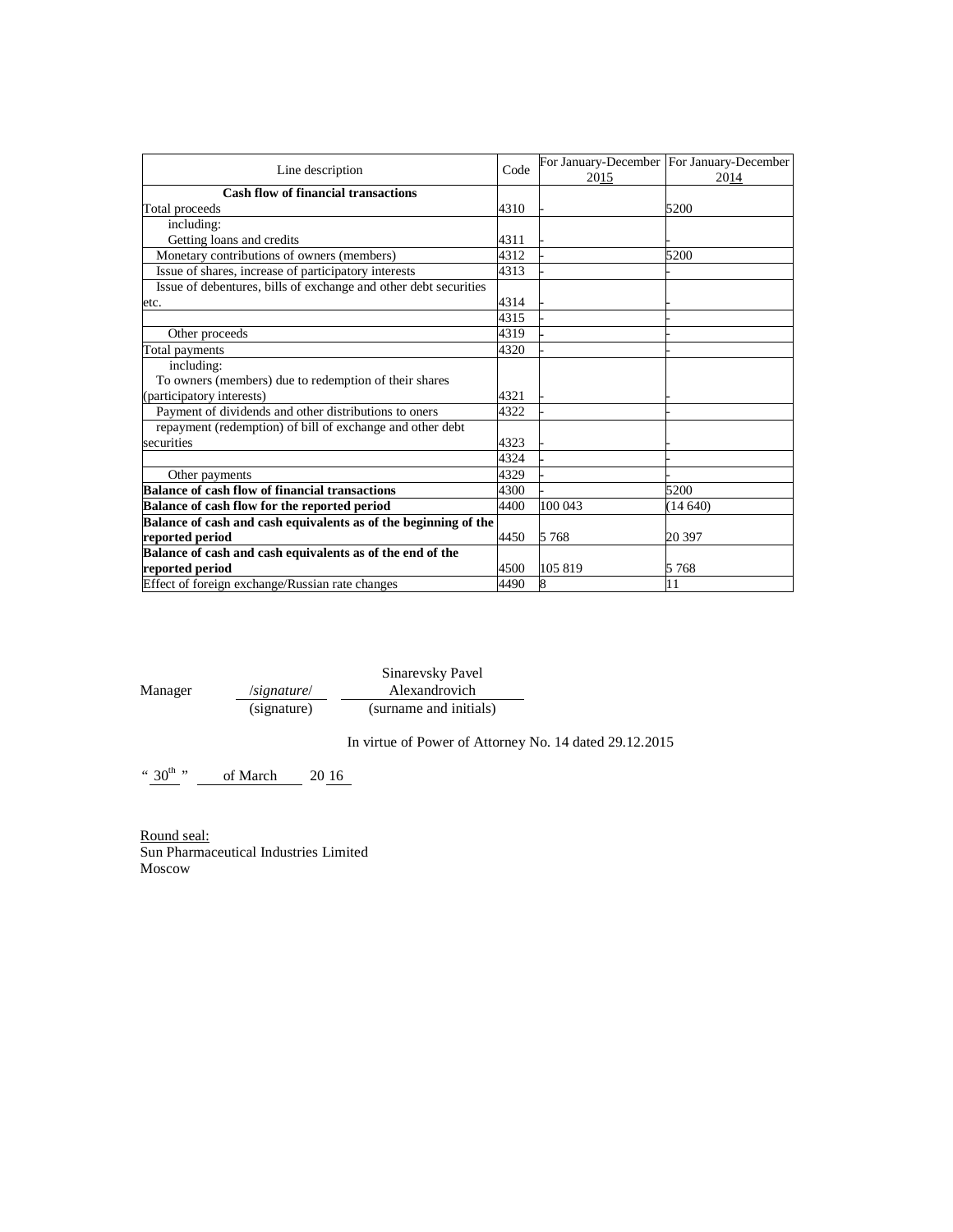| Line description | Code | For January-December 2015 | For January-December 2014 |
|---|---|---|---|
| **Cash flow of financial transactions** | | | |
| Total proceeds | 4310 | - | 5200 |
| including:<br>Getting loans and credits | 4311 | - | - |
| Monetary contributions of owners (members) | 4312 | - | 5200 |
| Issue of shares, increase of participatory interests | 4313 | - | - |
| Issue of debentures, bills of exchange and other debt securities etc. | 4314 | - | - |
| | 4315 | - | - |
| Other proceeds | 4319 | - | - |
| Total payments | 4320 | - | - |
| including:<br>To owners (members) due to redemption of their shares (participatory interests) | 4321 | - | - |
| Payment of dividends and other distributions to oners | 4322 | - | - |
| repayment (redemption) of bill of exchange and other debt securities | 4323 | - | - |
| | 4324 | - | - |
| Other payments | 4329 | - | - |
| **Balance of cash flow of financial transactions** | 4300 | - | 5200 |
| **Balance of cash flow for the reported period** | 4400 | 100 043 | (14 640) |
| **Balance of cash and cash equivalents as of the beginning of the reported period** | 4450 | 5 768 | 20 397 |
| **Balance of cash and cash equivalents as of the end of the reported period** | 4500 | 105 819 | 5 768 |
| Effect of foreign exchange/Russian rate changes | 4490 | 8 | 11 |

Manager /*signature*/ (signature) Sinarevsky Pavel Alexandrovich (surname and initials)

In virtue of Power of Attorney No. 14 dated 29.12.2015

"30th" of March 2016

Round seal:
Sun Pharmaceutical Industries Limited
Moscow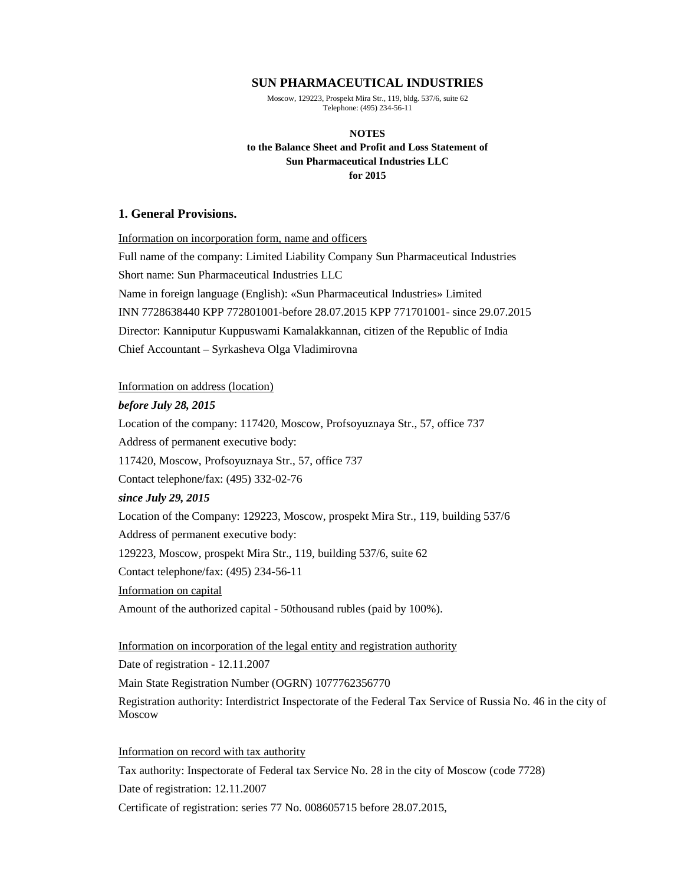**SUN PHARMACEUTICAL INDUSTRIES**

Moscow, 129223, Prospekt Mira Str., 119, bldg. 537/6, suite 62
Telephone: (495) 234-56-11

**NOTES**
**to the Balance Sheet and Profit and Loss Statement of**
**Sun Pharmaceutical Industries LLC**
**for 2015**

## 1. General Provisions.

Information on incorporation form, name and officers

Full name of the company: Limited Liability Company Sun Pharmaceutical Industries

Short name: Sun Pharmaceutical Industries LLC

Name in foreign language (English): «Sun Pharmaceutical Industries» Limited

INN 7728638440 KPP 772801001-before 28.07.2015 KPP 771701001- since 29.07.2015

Director: Kanniputur Kuppuswami Kamalakkannan, citizen of the Republic of India

Chief Accountant – Syrkasheva Olga Vladimirovna

Information on address (location)

***before July 28, 2015***

Location of the company: 117420, Moscow, Profsoyuznaya Str., 57, office 737

Address of permanent executive body:

117420, Moscow, Profsoyuznaya Str., 57, office 737

Contact telephone/fax: (495) 332-02-76

***since July 29, 2015***

Location of the Company: 129223, Moscow, prospekt Mira Str., 119, building 537/6

Address of permanent executive body:

129223, Moscow, prospekt Mira Str., 119, building 537/6, suite 62

Contact telephone/fax: (495) 234-56-11

Information on capital

Amount of the authorized capital - 50thousand rubles (paid by 100%).

Information on incorporation of the legal entity and registration authority

Date of registration - 12.11.2007

Main State Registration Number (OGRN) 1077762356770

Registration authority: Interdistrict Inspectorate of the Federal Tax Service of Russia No. 46 in the city of Moscow

Information on record with tax authority

Tax authority: Inspectorate of Federal tax Service No. 28 in the city of Moscow (code 7728)

Date of registration: 12.11.2007

Certificate of registration: series 77 No. 008605715 before 28.07.2015,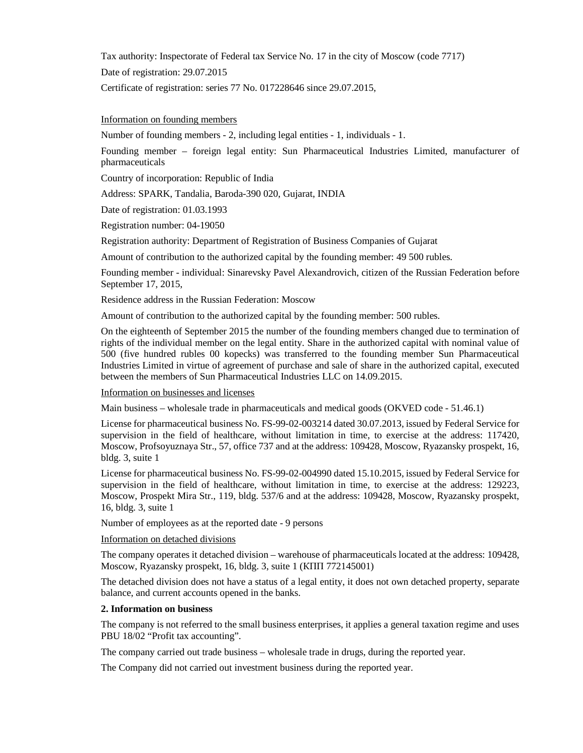Tax authority: Inspectorate of Federal tax Service No. 17 in the city of Moscow (code 7717)

Date of registration: 29.07.2015

Certificate of registration: series 77 No. 017228646 since 29.07.2015,

Information on founding members

Number of founding members - 2, including legal entities - 1, individuals - 1.

Founding member – foreign legal entity: Sun Pharmaceutical Industries Limited, manufacturer of pharmaceuticals

Country of incorporation: Republic of India

Address: SPARK, Tandalia, Baroda-390 020, Gujarat, INDIA

Date of registration: 01.03.1993

Registration number: 04-19050

Registration authority: Department of Registration of Business Companies of Gujarat

Amount of contribution to the authorized capital by the founding member: 49 500 rubles.

Founding member - individual: Sinarevsky Pavel Alexandrovich, citizen of the Russian Federation before September 17, 2015,

Residence address in the Russian Federation: Moscow

Amount of contribution to the authorized capital by the founding member: 500 rubles.

On the eighteenth of September 2015 the number of the founding members changed due to termination of rights of the individual member on the legal entity. Share in the authorized capital with nominal value of 500 (five hundred rubles 00 kopecks) was transferred to the founding member Sun Pharmaceutical Industries Limited in virtue of agreement of purchase and sale of share in the authorized capital, executed between the members of Sun Pharmaceutical Industries LLC on 14.09.2015.

Information on businesses and licenses

Main business – wholesale trade in pharmaceuticals and medical goods (OKVED code - 51.46.1)

License for pharmaceutical business No. FS-99-02-003214 dated 30.07.2013, issued by Federal Service for supervision in the field of healthcare, without limitation in time, to exercise at the address: 117420, Moscow, Profsoyuznaya Str., 57, office 737 and at the address: 109428, Moscow, Ryazansky prospekt, 16, bldg. 3, suite 1

License for pharmaceutical business No. FS-99-02-004990 dated 15.10.2015, issued by Federal Service for supervision in the field of healthcare, without limitation in time, to exercise at the address: 129223, Moscow, Prospekt Mira Str., 119, bldg. 537/6 and at the address: 109428, Moscow, Ryazansky prospekt, 16, bldg. 3, suite 1

Number of employees as at the reported date - 9 persons

Information on detached divisions

The company operates it detached division – warehouse of pharmaceuticals located at the address: 109428, Moscow, Ryazansky prospekt, 16, bldg. 3, suite 1 (КПП 772145001)

The detached division does not have a status of a legal entity, it does not own detached property, separate balance, and current accounts opened in the banks.

**2. Information on business**

The company is not referred to the small business enterprises, it applies a general taxation regime and uses PBU 18/02 "Profit tax accounting".

The company carried out trade business – wholesale trade in drugs, during the reported year.

The Company did not carried out investment business during the reported year.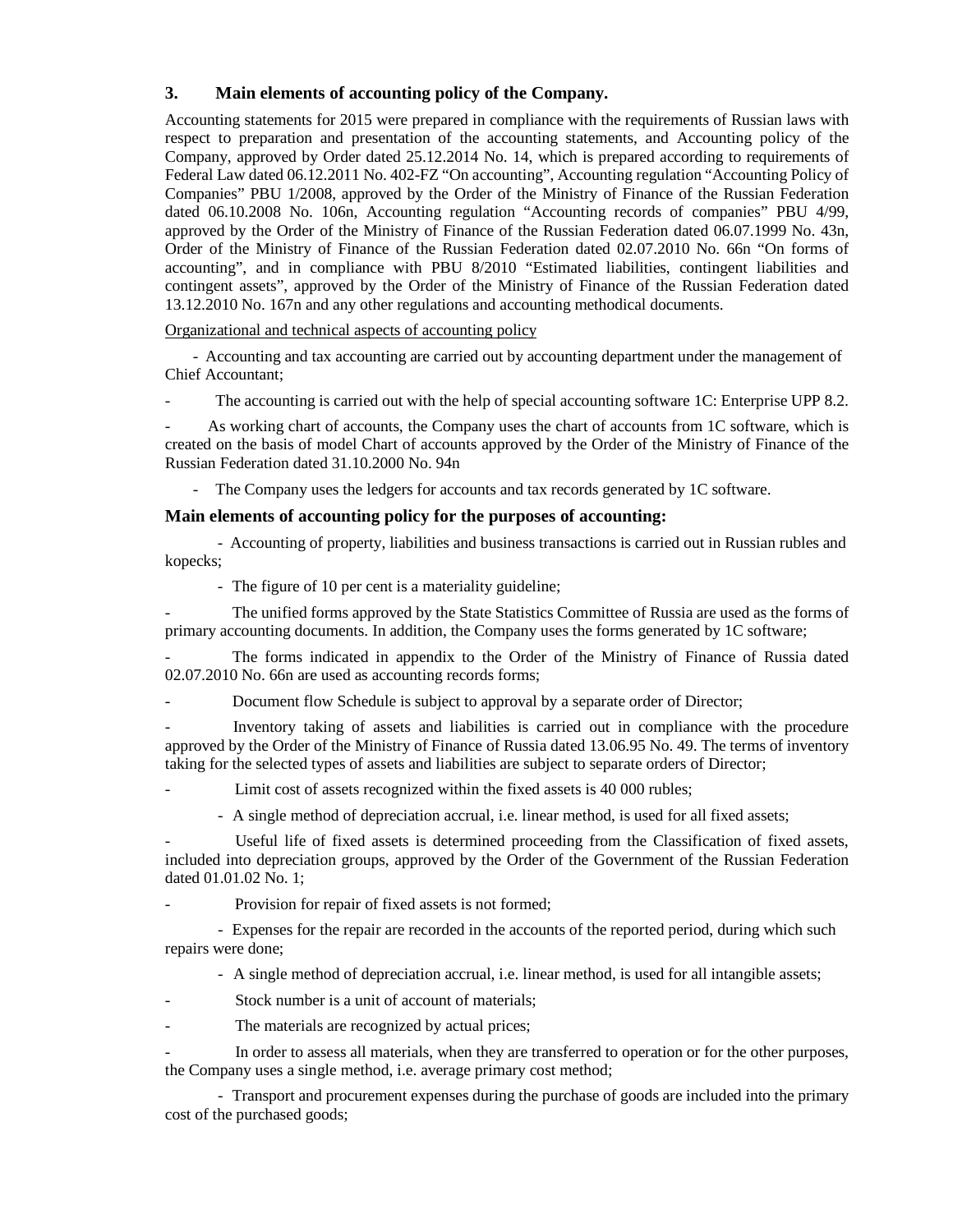## 3. Main elements of accounting policy of the Company.

Accounting statements for 2015 were prepared in compliance with the requirements of Russian laws with respect to preparation and presentation of the accounting statements, and Accounting policy of the Company, approved by Order dated 25.12.2014 No. 14, which is prepared according to requirements of Federal Law dated 06.12.2011 No. 402-FZ "On accounting", Accounting regulation "Accounting Policy of Companies" PBU 1/2008, approved by the Order of the Ministry of Finance of the Russian Federation dated 06.10.2008 No. 106n, Accounting regulation "Accounting records of companies" PBU 4/99, approved by the Order of the Ministry of Finance of the Russian Federation dated 06.07.1999 No. 43n, Order of the Ministry of Finance of the Russian Federation dated 02.07.2010 No. 66n "On forms of accounting", and in compliance with PBU 8/2010 "Estimated liabilities, contingent liabilities and contingent assets", approved by the Order of the Ministry of Finance of the Russian Federation dated 13.12.2010 No. 167n and any other regulations and accounting methodical documents.

Organizational and technical aspects of accounting policy

- Accounting and tax accounting are carried out by accounting department under the management of Chief Accountant;
- The accounting is carried out with the help of special accounting software 1C: Enterprise UPP 8.2.
- As working chart of accounts, the Company uses the chart of accounts from 1C software, which is created on the basis of model Chart of accounts approved by the Order of the Ministry of Finance of the Russian Federation dated 31.10.2000 No. 94n
- The Company uses the ledgers for accounts and tax records generated by 1C software.

### Main elements of accounting policy for the purposes of accounting:

- Accounting of property, liabilities and business transactions is carried out in Russian rubles and kopecks;
- The figure of 10 per cent is a materiality guideline;
- The unified forms approved by the State Statistics Committee of Russia are used as the forms of primary accounting documents. In addition, the Company uses the forms generated by 1C software;
- The forms indicated in appendix to the Order of the Ministry of Finance of Russia dated 02.07.2010 No. 66n are used as accounting records forms;
- Document flow Schedule is subject to approval by a separate order of Director;
- Inventory taking of assets and liabilities is carried out in compliance with the procedure approved by the Order of the Ministry of Finance of Russia dated 13.06.95 No. 49. The terms of inventory taking for the selected types of assets and liabilities are subject to separate orders of Director;
- Limit cost of assets recognized within the fixed assets is 40 000 rubles;
- A single method of depreciation accrual, i.e. linear method, is used for all fixed assets;
- Useful life of fixed assets is determined proceeding from the Classification of fixed assets, included into depreciation groups, approved by the Order of the Government of the Russian Federation dated 01.01.02 No. 1;
- Provision for repair of fixed assets is not formed;
- Expenses for the repair are recorded in the accounts of the reported period, during which such repairs were done;
- A single method of depreciation accrual, i.e. linear method, is used for all intangible assets;
- Stock number is a unit of account of materials;
- The materials are recognized by actual prices;
- In order to assess all materials, when they are transferred to operation or for the other purposes, the Company uses a single method, i.e. average primary cost method;
- Transport and procurement expenses during the purchase of goods are included into the primary cost of the purchased goods;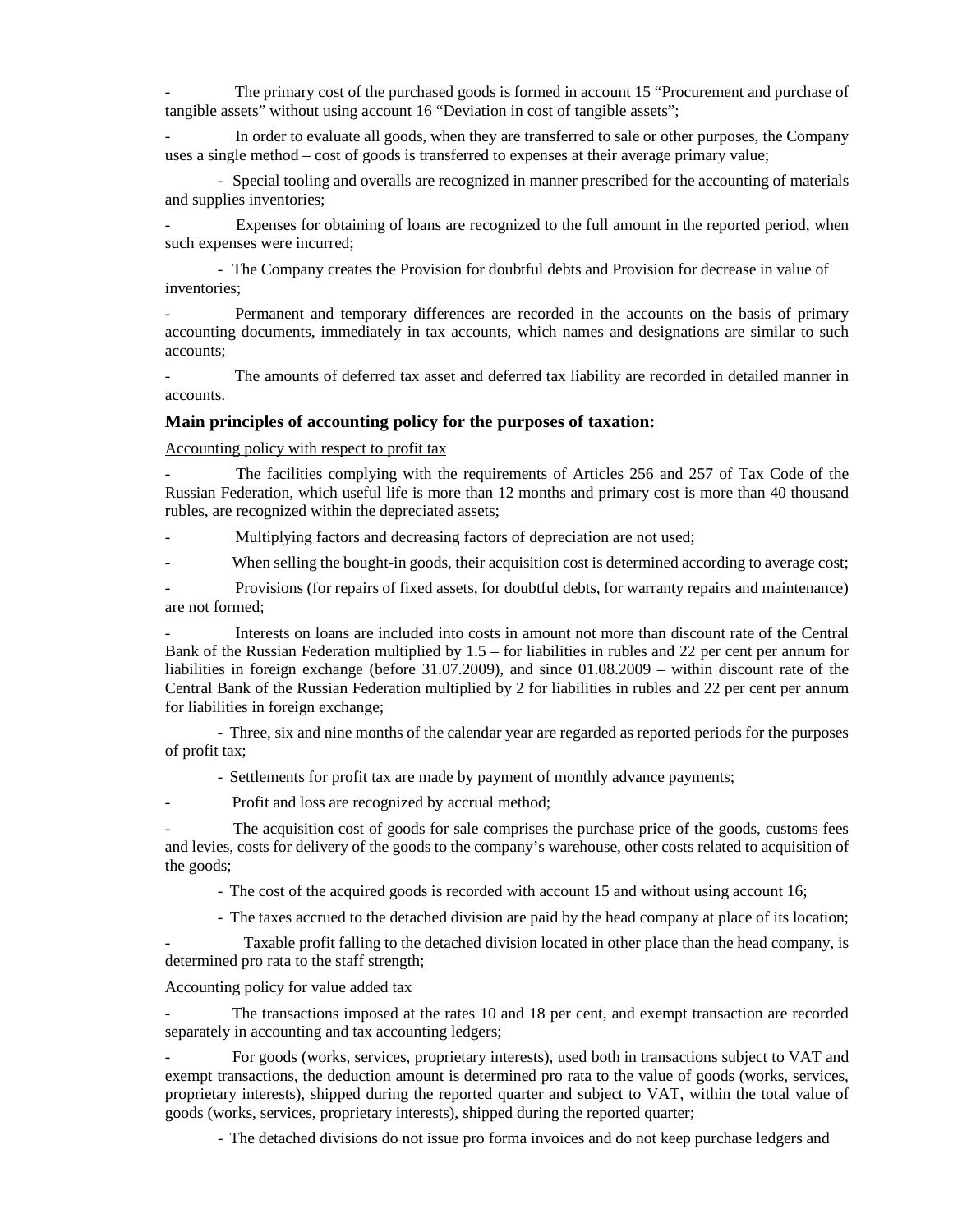- The primary cost of the purchased goods is formed in account 15 "Procurement and purchase of tangible assets" without using account 16 "Deviation in cost of tangible assets";

- In order to evaluate all goods, when they are transferred to sale or other purposes, the Company uses a single method – cost of goods is transferred to expenses at their average primary value;

- Special tooling and overalls are recognized in manner prescribed for the accounting of materials and supplies inventories;

- Expenses for obtaining of loans are recognized to the full amount in the reported period, when such expenses were incurred;

- The Company creates the Provision for doubtful debts and Provision for decrease in value of inventories;

- Permanent and temporary differences are recorded in the accounts on the basis of primary accounting documents, immediately in tax accounts, which names and designations are similar to such accounts;

- The amounts of deferred tax asset and deferred tax liability are recorded in detailed manner in accounts.

### Main principles of accounting policy for the purposes of taxation:

Accounting policy with respect to profit tax

- The facilities complying with the requirements of Articles 256 and 257 of Tax Code of the Russian Federation, which useful life is more than 12 months and primary cost is more than 40 thousand rubles, are recognized within the depreciated assets;

- Multiplying factors and decreasing factors of depreciation are not used;

- When selling the bought-in goods, their acquisition cost is determined according to average cost;

- Provisions (for repairs of fixed assets, for doubtful debts, for warranty repairs and maintenance) are not formed;

- Interests on loans are included into costs in amount not more than discount rate of the Central Bank of the Russian Federation multiplied by 1.5 – for liabilities in rubles and 22 per cent per annum for liabilities in foreign exchange (before 31.07.2009), and since 01.08.2009 – within discount rate of the Central Bank of the Russian Federation multiplied by 2 for liabilities in rubles and 22 per cent per annum for liabilities in foreign exchange;

- Three, six and nine months of the calendar year are regarded as reported periods for the purposes of profit tax;

- Settlements for profit tax are made by payment of monthly advance payments;

- Profit and loss are recognized by accrual method;

- The acquisition cost of goods for sale comprises the purchase price of the goods, customs fees and levies, costs for delivery of the goods to the company's warehouse, other costs related to acquisition of the goods;

- The cost of the acquired goods is recorded with account 15 and without using account 16;

- The taxes accrued to the detached division are paid by the head company at place of its location;

- Taxable profit falling to the detached division located in other place than the head company, is determined pro rata to the staff strength;

Accounting policy for value added tax

- The transactions imposed at the rates 10 and 18 per cent, and exempt transaction are recorded separately in accounting and tax accounting ledgers;

- For goods (works, services, proprietary interests), used both in transactions subject to VAT and exempt transactions, the deduction amount is determined pro rata to the value of goods (works, services, proprietary interests), shipped during the reported quarter and subject to VAT, within the total value of goods (works, services, proprietary interests), shipped during the reported quarter;

- The detached divisions do not issue pro forma invoices and do not keep purchase ledgers and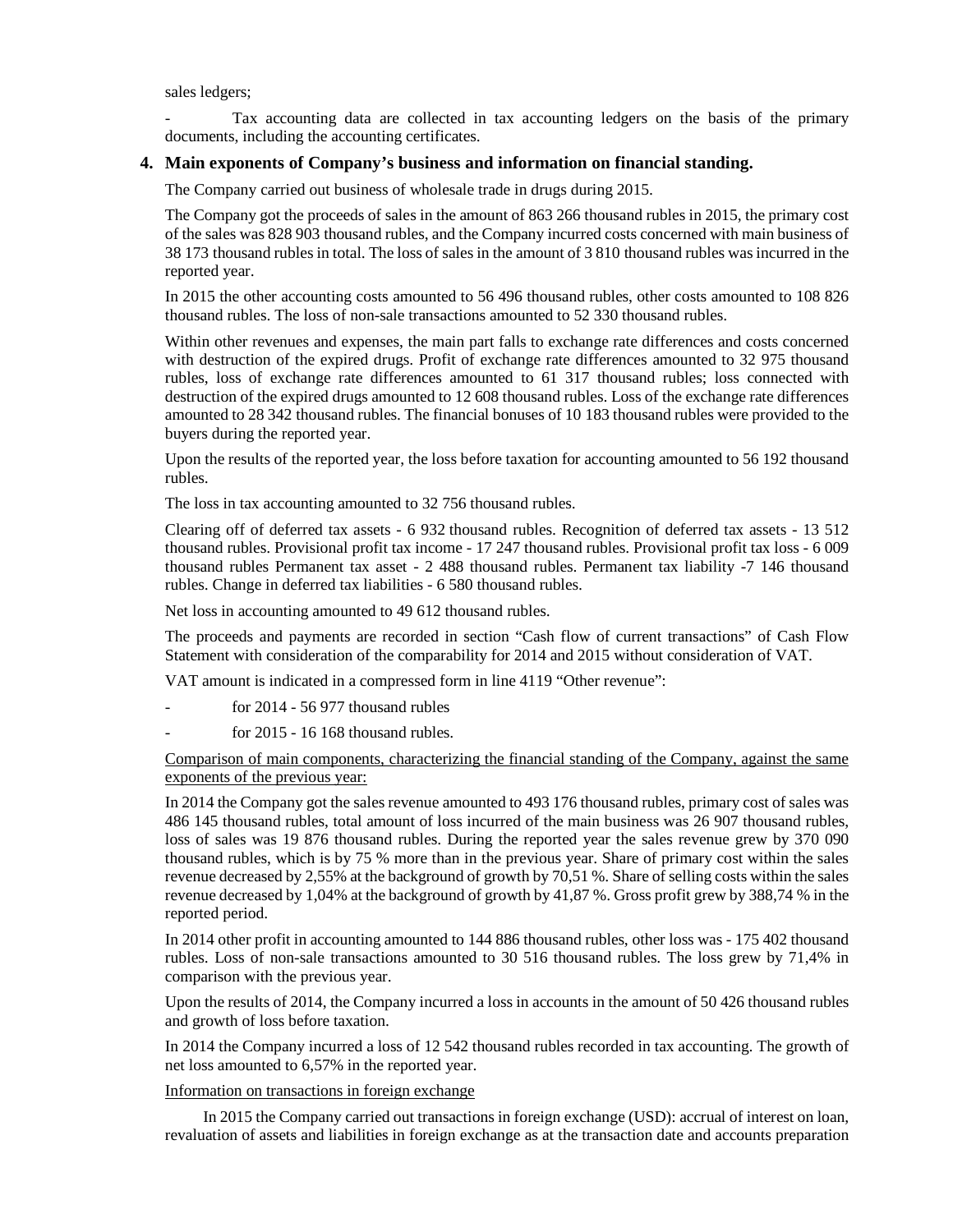sales ledgers;

- Tax accounting data are collected in tax accounting ledgers on the basis of the primary documents, including the accounting certificates.

## 4. Main exponents of Company's business and information on financial standing.

The Company carried out business of wholesale trade in drugs during 2015.

The Company got the proceeds of sales in the amount of 863 266 thousand rubles in 2015, the primary cost of the sales was 828 903 thousand rubles, and the Company incurred costs concerned with main business of 38 173 thousand rubles in total. The loss of sales in the amount of 3 810 thousand rubles was incurred in the reported year.

In 2015 the other accounting costs amounted to 56 496 thousand rubles, other costs amounted to 108 826 thousand rubles. The loss of non-sale transactions amounted to 52 330 thousand rubles.

Within other revenues and expenses, the main part falls to exchange rate differences and costs concerned with destruction of the expired drugs. Profit of exchange rate differences amounted to 32 975 thousand rubles, loss of exchange rate differences amounted to 61 317 thousand rubles; loss connected with destruction of the expired drugs amounted to 12 608 thousand rubles. Loss of the exchange rate differences amounted to 28 342 thousand rubles. The financial bonuses of 10 183 thousand rubles were provided to the buyers during the reported year.

Upon the results of the reported year, the loss before taxation for accounting amounted to 56 192 thousand rubles.

The loss in tax accounting amounted to 32 756 thousand rubles.

Clearing off of deferred tax assets - 6 932 thousand rubles. Recognition of deferred tax assets - 13 512 thousand rubles. Provisional profit tax income - 17 247 thousand rubles. Provisional profit tax loss - 6 009 thousand rubles Permanent tax asset - 2 488 thousand rubles. Permanent tax liability -7 146 thousand rubles. Change in deferred tax liabilities - 6 580 thousand rubles.

Net loss in accounting amounted to 49 612 thousand rubles.

The proceeds and payments are recorded in section "Cash flow of current transactions" of Cash Flow Statement with consideration of the comparability for 2014 and 2015 without consideration of VAT.

VAT amount is indicated in a compressed form in line 4119 "Other revenue":

- for 2014 - 56 977 thousand rubles
- for 2015 - 16 168 thousand rubles.

Comparison of main components, characterizing the financial standing of the Company, against the same exponents of the previous year:

In 2014 the Company got the sales revenue amounted to 493 176 thousand rubles, primary cost of sales was 486 145 thousand rubles, total amount of loss incurred of the main business was 26 907 thousand rubles, loss of sales was 19 876 thousand rubles. During the reported year the sales revenue grew by 370 090 thousand rubles, which is by 75 % more than in the previous year. Share of primary cost within the sales revenue decreased by 2,55% at the background of growth by 70,51 %. Share of selling costs within the sales revenue decreased by 1,04% at the background of growth by 41,87 %. Gross profit grew by 388,74 % in the reported period.

In 2014 other profit in accounting amounted to 144 886 thousand rubles, other loss was - 175 402 thousand rubles. Loss of non-sale transactions amounted to 30 516 thousand rubles. The loss grew by 71,4% in comparison with the previous year.

Upon the results of 2014, the Company incurred a loss in accounts in the amount of 50 426 thousand rubles and growth of loss before taxation.

In 2014 the Company incurred a loss of 12 542 thousand rubles recorded in tax accounting. The growth of net loss amounted to 6,57% in the reported year.

Information on transactions in foreign exchange

In 2015 the Company carried out transactions in foreign exchange (USD): accrual of interest on loan, revaluation of assets and liabilities in foreign exchange as at the transaction date and accounts preparation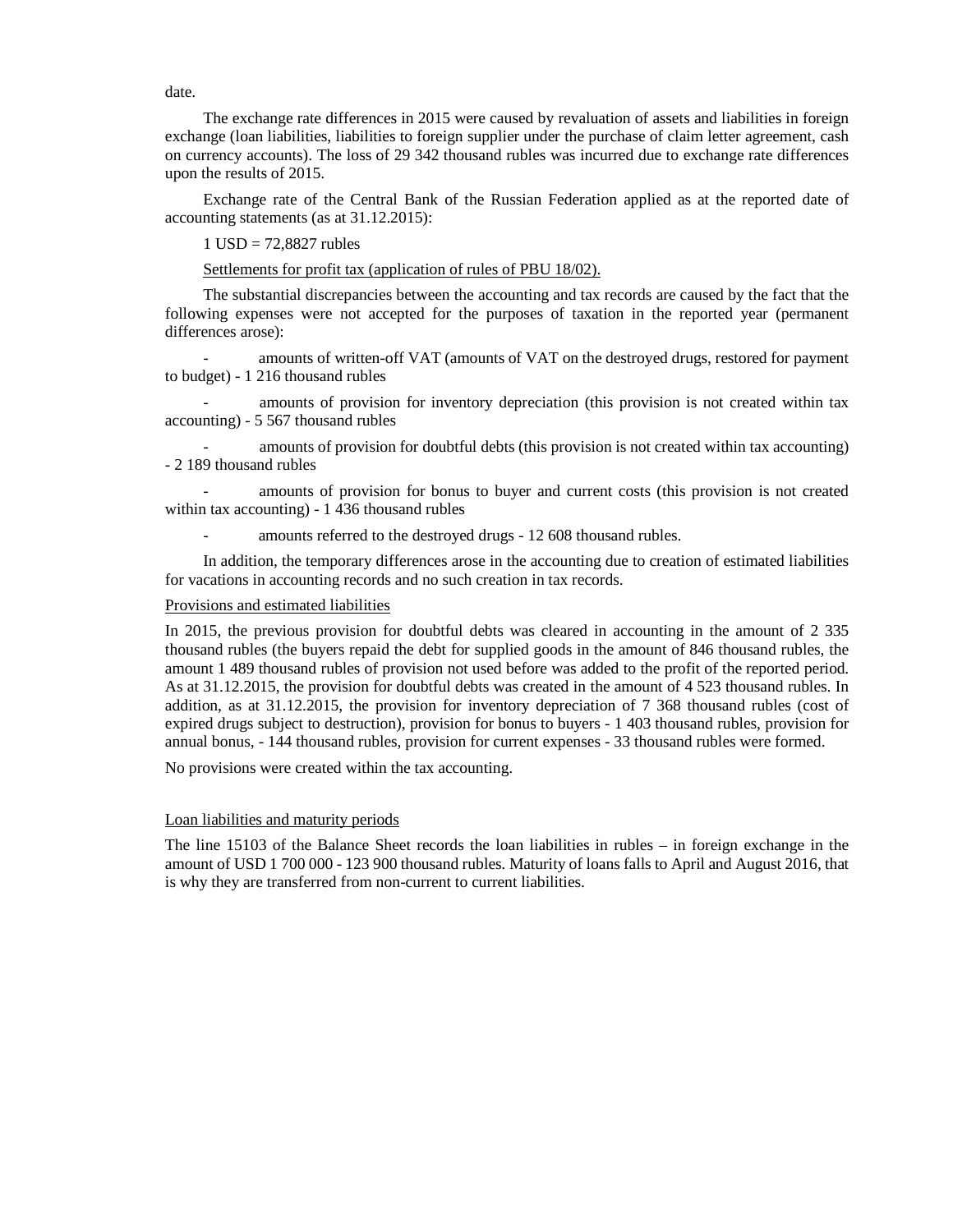date.

The exchange rate differences in 2015 were caused by revaluation of assets and liabilities in foreign exchange (loan liabilities, liabilities to foreign supplier under the purchase of claim letter agreement, cash on currency accounts). The loss of 29 342 thousand rubles was incurred due to exchange rate differences upon the results of 2015.

Exchange rate of the Central Bank of the Russian Federation applied as at the reported date of accounting statements (as at 31.12.2015):

1 USD = 72,8827 rubles

<u>Settlements for profit tax (application of rules of PBU 18/02).</u>

The substantial discrepancies between the accounting and tax records are caused by the fact that the following expenses were not accepted for the purposes of taxation in the reported year (permanent differences arose):

- amounts of written-off VAT (amounts of VAT on the destroyed drugs, restored for payment to budget) - 1 216 thousand rubles
- amounts of provision for inventory depreciation (this provision is not created within tax accounting) - 5 567 thousand rubles
- amounts of provision for doubtful debts (this provision is not created within tax accounting) - 2 189 thousand rubles
- amounts of provision for bonus to buyer and current costs (this provision is not created within tax accounting) - 1 436 thousand rubles
- amounts referred to the destroyed drugs - 12 608 thousand rubles.

In addition, the temporary differences arose in the accounting due to creation of estimated liabilities for vacations in accounting records and no such creation in tax records.

<u>Provisions and estimated liabilities</u>

In 2015, the previous provision for doubtful debts was cleared in accounting in the amount of 2 335 thousand rubles (the buyers repaid the debt for supplied goods in the amount of 846 thousand rubles, the amount 1 489 thousand rubles of provision not used before was added to the profit of the reported period. As at 31.12.2015, the provision for doubtful debts was created in the amount of 4 523 thousand rubles. In addition, as at 31.12.2015, the provision for inventory depreciation of 7 368 thousand rubles (cost of expired drugs subject to destruction), provision for bonus to buyers - 1 403 thousand rubles, provision for annual bonus, - 144 thousand rubles, provision for current expenses - 33 thousand rubles were formed.

No provisions were created within the tax accounting.

<u>Loan liabilities and maturity periods</u>

The line 15103 of the Balance Sheet records the loan liabilities in rubles – in foreign exchange in the amount of USD 1 700 000 - 123 900 thousand rubles. Maturity of loans falls to April and August 2016, that is why they are transferred from non-current to current liabilities.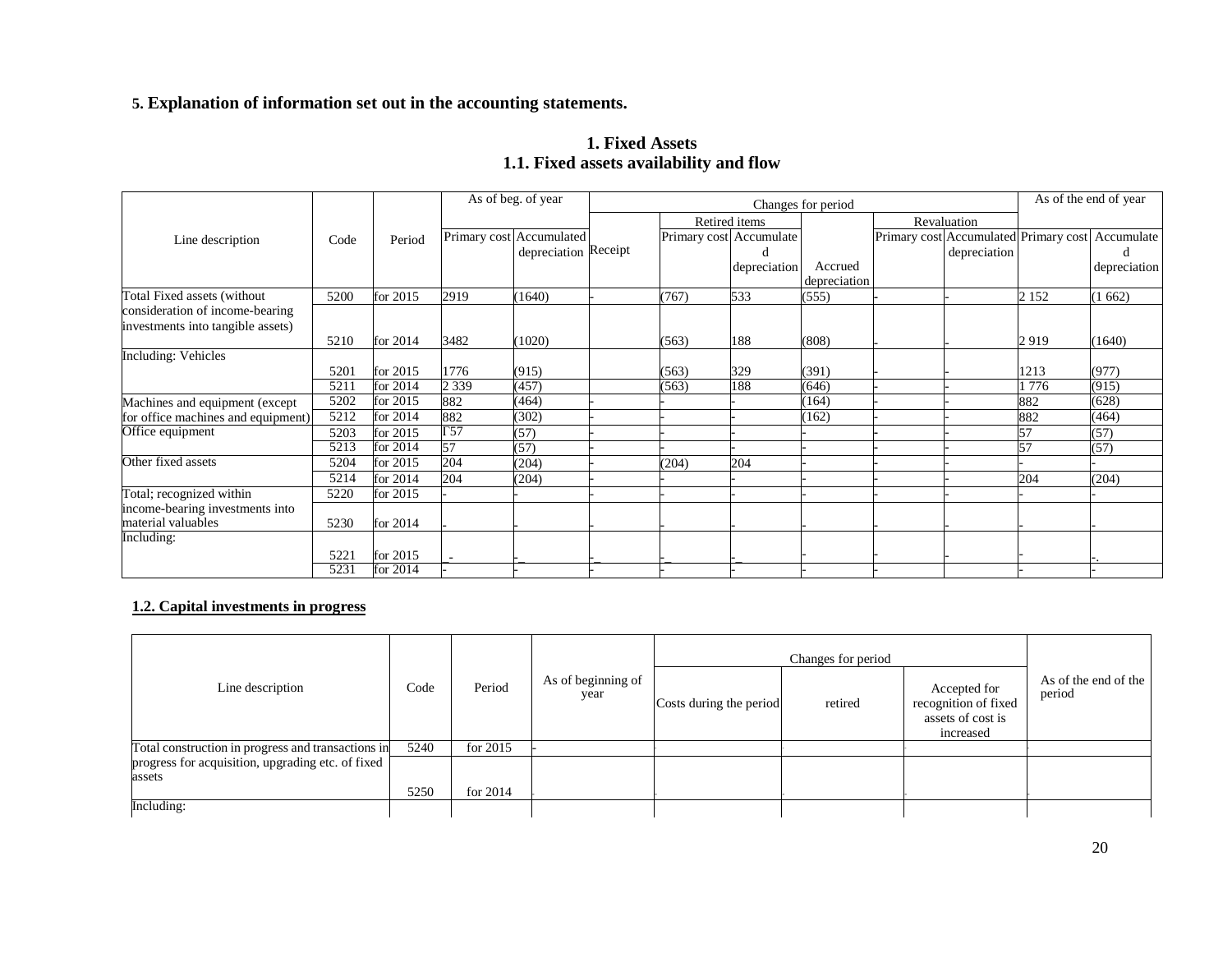**5. Explanation of information set out in the accounting statements.**

## 1. Fixed Assets
### 1.1. Fixed assets availability and flow

| Line description | Code | Period | As of beg. of year | | Changes for period | | | | | | As of the end of year | |
|---|---|---|---|---|---|---|---|---|---|---|---|---|
| | | | | | | Retired items | | | Revaluation | | | |
| | | | Primary cost | Accumulated depreciation | Receipt | Primary cost | Accumulated depreciation | Accrued depreciation | Primary cost | Accumulated depreciation | Primary cost | Accumulated depreciation |
| Total Fixed assets (without consideration of income-bearing investments into tangible assets) | 5200 | for 2015 | 2919 | (1640) | - | (767) | 533 | (555) | - | - | 2 152 | (1 662) |
| | 5210 | for 2014 | 3482 | (1020) | | (563) | 188 | (808) | - | - | 2 919 | (1640) |
| Including: Vehicles | 5201 | for 2015 | 1776 | (915) | | (563) | 329 | (391) | - | - | 1213 | (977) |
| | 5211 | for 2014 | 2 339 | (457) | | (563) | 188 | (646) | - | - | 1 776 | (915) |
| Machines and equipment (except for office machines and equipment) | 5202 | for 2015 | 882 | (464) | - | - | - | (164) | - | - | 882 | (628) |
| | 5212 | for 2014 | 882 | (302) | - | - | - | (162) | - | - | 882 | (464) |
| Office equipment | 5203 | for 2015 | Г57 | (57) | - | - | - | - | - | - | 57 | (57) |
| | 5213 | for 2014 | 57 | (57) | - | - | - | - | - | - | 57 | (57) |
| Other fixed assets | 5204 | for 2015 | 204 | (204) | - | (204) | 204 | - | - | - | - | - |
| | 5214 | for 2014 | 204 | (204) | - | - | - | - | - | - | 204 | (204) |
| Total; recognized within income-bearing investments into material valuables | 5220 | for 2015 | - | - | - | - | - | - | - | - | - | - |
| | 5230 | for 2014 | - | - | - | - | - | - | - | - | - | - |
| Including: | 5221 | for 2015 | - | - | - | - | - | - | - | - | - | -. |
| | 5231 | for 2014 | - | - | - | - | - | - | - | | - | - |

### 1.2. Capital investments in progress

| Line description | Code | Period | As of beginning of year | Changes for period | | | As of the end of the period |
|---|---|---|---|---|---|---|---|
| | | | | Costs during the period | retired | Accepted for recognition of fixed assets of cost is increased | |
| Total construction in progress and transactions in progress for acquisition, upgrading etc. of fixed assets | 5240 | for 2015 | - | - | - | - | - |
| | 5250 | for 2014 | - | - | - | - | - |
| Including: | | | | | | | |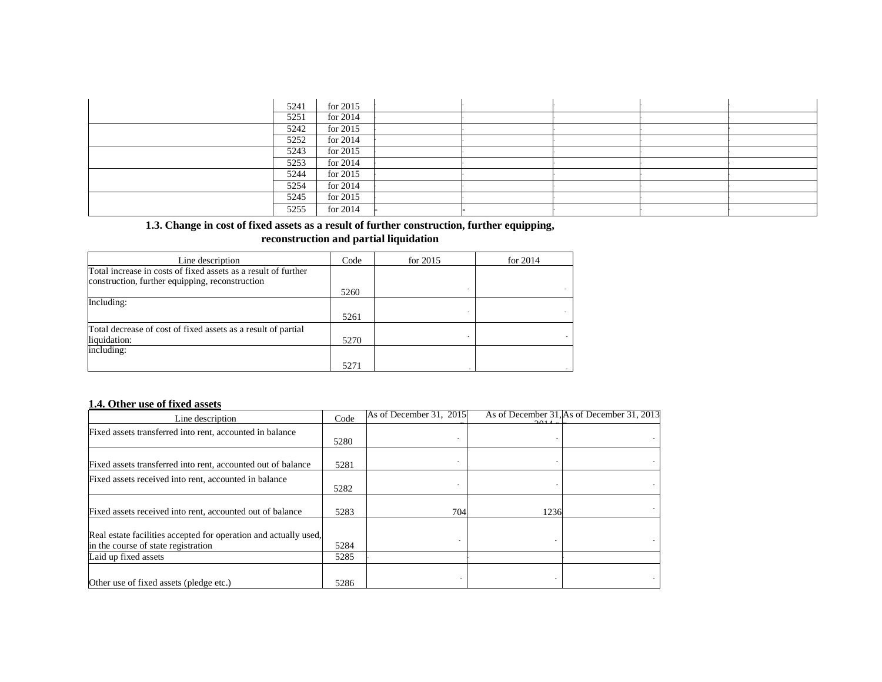| | | | | | | | | |
|---|---|---|---|---|---|---|---|---|
| | 5241 | for 2015 | - | - | - | - | - | |
| | 5251 | for 2014 | - | - | - | - | - | |
| | 5242 | for 2015 | - | - | - | - | - | |
| | 5252 | for 2014 | - | - | - | - | - | |
| | 5243 | for 2015 | - | - | - | - | - | |
| | 5253 | for 2014 | - | - | - | - | - | |
| | 5244 | for 2015 | - | - | - | - | - | |
| | 5254 | for 2014 | - | - | - | - | - | |
| | 5245 | for 2015 | - | - | - | - | - | |
| | 5255 | for 2014 | - | - | - | - | - | |

### 1.3. Change in cost of fixed assets as a result of further construction, further equipping, reconstruction and partial liquidation

| Line description | Code | for 2015 | for 2014 |
|---|---|---|---|
| Total increase in costs of fixed assets as a result of further construction, further equipping, reconstruction | 5260 | - | - |
| Including: | 5261 | - | - |
| Total decrease of cost of fixed assets as a result of partial liquidation: | 5270 | - | - |
| including: | 5271 | - | - |

### 1.4. Other use of fixed assets

| Line description | Code | As of December 31, 2015 | As of December 31, 2014 | As of December 31, 2013 |
|---|---|---|---|---|
| Fixed assets transferred into rent, accounted in balance | 5280 | - | - | - |
| Fixed assets transferred into rent, accounted out of balance | 5281 | - | - | - |
| Fixed assets received into rent, accounted in balance | 5282 | - | - | - |
| Fixed assets received into rent, accounted out of balance | 5283 | 704 | 1236 | - |
| Real estate facilities accepted for operation and actually used, in the course of state registration | 5284 | - | - | - |
| Laid up fixed assets | 5285 | - | - | - |
| Other use of fixed assets (pledge etc.) | 5286 | - | - | - |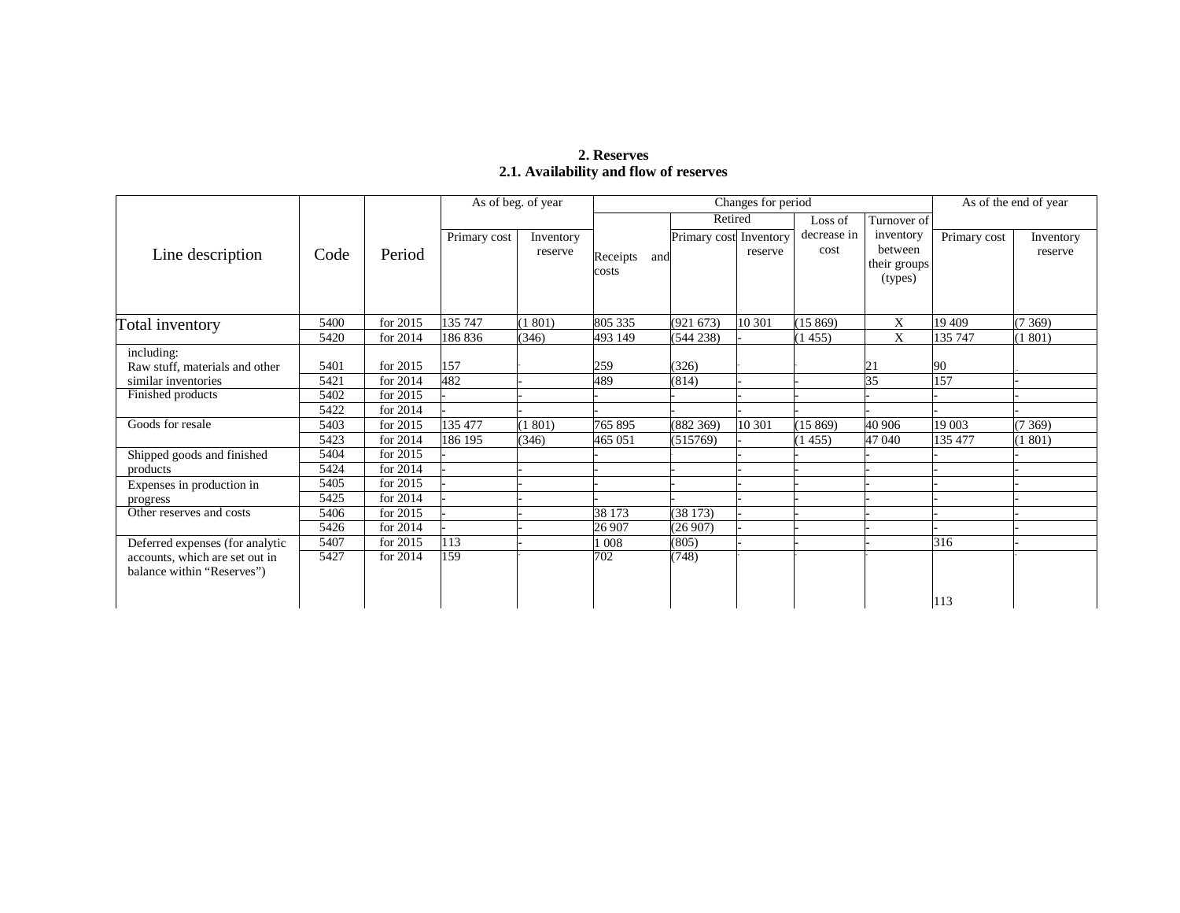## 2. Reserves

### 2.1. Availability and flow of reserves

| Line description | Code | Period | As of beg. of year | | Changes for period | | | | | As of the end of year | |
|---|---|---|---|---|---|---|---|---|---|---|---|
| | | | | | | Retired | | Loss of decrease in cost | Turnover of inventory between their groups (types) | | |
| | | | Primary cost | Inventory reserve | Receipts and costs | Primary cost | Inventory reserve | | | Primary cost | Inventory reserve |
| Total inventory | 5400 | for 2015 | 135 747 | (1 801) | 805 335 | (921 673) | 10 301 | (15 869) | X | 19 409 | (7 369) |
| | 5420 | for 2014 | 186 836 | (346) | 493 149 | (544 238) | - | (1 455) | X | 135 747 | (1 801) |
| including: Raw stuff, materials and other similar inventories | 5401 | for 2015 | 157 | - | 259 | (326) | - | - | 21 | 90 | - |
| | 5421 | for 2014 | 482 | - | 489 | (814) | - | - | 35 | 157 | - |
| Finished products | 5402 | for 2015 | - | - | - | - | - | - | - | - | - |
| | 5422 | for 2014 | - | - | - | - | - | - | - | - | - |
| Goods for resale | 5403 | for 2015 | 135 477 | (1 801) | 765 895 | (882 369) | 10 301 | (15 869) | 40 906 | 19 003 | (7 369) |
| | 5423 | for 2014 | 186 195 | (346) | 465 051 | (515769) | - | (1 455) | 47 040 | 135 477 | (1 801) |
| Shipped goods and finished products | 5404 | for 2015 | - | | - | - | - | - | - | - | - |
| | 5424 | for 2014 | - | - | - | - | - | - | - | - | - |
| Expenses in production in progress | 5405 | for 2015 | - | - | - | - | - | - | - | - | - |
| | 5425 | for 2014 | - | - | - | - | - | - | - | - | - |
| Other reserves and costs | 5406 | for 2015 | - | - | 38 173 | (38 173) | - | - | - | - | - |
| | 5426 | for 2014 | - | - | 26 907 | (26 907) | - | - | - | - | - |
| Deferred expenses (for analytic accounts, which are set out in balance within "Reserves") | 5407 | for 2015 | 113 | - | 1 008 | (805) | - | - | - | 316 | - |
| | 5427 | for 2014 | 159 | - | 702 | (748) | - | - | - | 113 | - |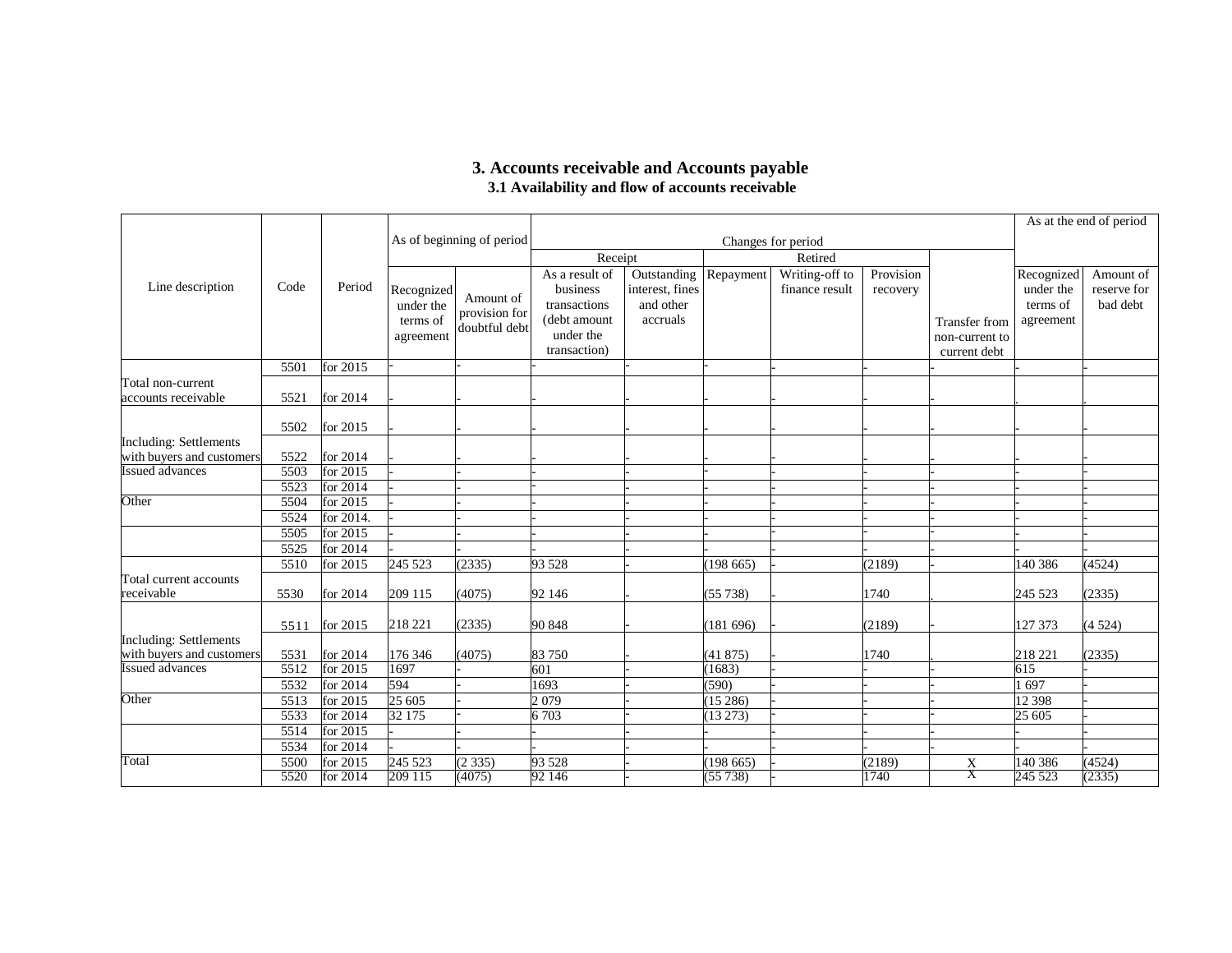## 3. Accounts receivable and Accounts payable

### 3.1 Availability and flow of accounts receivable

| Line description | Code | Period | As of beginning of period | | Changes for period | | | | | | As at the end of period | |
|---|---|---|---|---|---|---|---|---|---|---|---|---|
| | | | | | Receipt | | Retired | | | | | |
| | | | Recognized under the terms of agreement | Amount of provision for doubtful debt | As a result of business transactions (debt amount under the transaction) | Outstanding interest, fines and other accruals | Repayment | Writing-off to finance result | Provision recovery | Transfer from non-current to current debt | Recognized under the terms of agreement | Amount of reserve for bad debt |
| Total non-current accounts receivable | 5501 | for 2015 | - | - | - | - | - | - | - | - | - | - |
| | 5521 | for 2014 | - | - | - | - | - | - | - | - | . | . |
| Including: Settlements with buyers and customers | 5502 | for 2015 | - | - | - | - | - | - | - | - | - | - |
| | 5522 | for 2014 | - | - | - | - | - | - | - | - | - | - |
| Issued advances | 5503 | for 2015 | - | - | - | - | - | - | - | - | - | - |
| | 5523 | for 2014 | - | - | - | - | - | - | - | - | - | - |
| Other | 5504 | for 2015 | - | - | - | - | - | - | - | - | - | - |
| | 5524 | for 2014. | - | - | - | - | - | - | - | - | - | - |
| | 5505 | for 2015 | - | - | - | - | - | - | - | - | - | - |
| | 5525 | for 2014 | - | - | - | - | - | - | - | - | - | - |
| Total current accounts receivable | 5510 | for 2015 | 245 523 | (2335) | 93 528 | - | (198 665) | - | (2189) | - | 140 386 | (4524) |
| | 5530 | for 2014 | 209 115 | (4075) | 92 146 | - | (55 738) | - | 1740 | . | 245 523 | (2335) |
| Including: Settlements with buyers and customers | 5511 | for 2015 | 218 221 | (2335) | 90 848 | - | (181 696) | - | (2189) | - | 127 373 | (4 524) |
| | 5531 | for 2014 | 176 346 | (4075) | 83 750 | - | (41 875) | - | 1740 | . | 218 221 | (2335) |
| Issued advances | 5512 | for 2015 | 1697 | - | 601 | - | (1683) | - | - | - | 615 | - |
| | 5532 | for 2014 | 594 | - | 1693 | - | (590) | - | - | - | 1 697 | - |
| Other | 5513 | for 2015 | 25 605 | - | 2 079 | - | (15 286) | - | - | - | 12 398 | - |
| | 5533 | for 2014 | 32 175 | - | 6 703 | - | (13 273) | - | - | - | 25 605 | - |
| | 5514 | for 2015 | - | - | - | - | - | - | - | - | - | - |
| | 5534 | for 2014 | - | - | - | - | - | - | - | - | - | - |
| Total | 5500 | for 2015 | 245 523 | (2 335) | 93 528 | - | (198 665) | - | (2189) | X | 140 386 | (4524) |
| | 5520 | for 2014 | 209 115 | (4075) | 92 146 | - | (55 738) | - | 1740 | X | 245 523 | (2335) |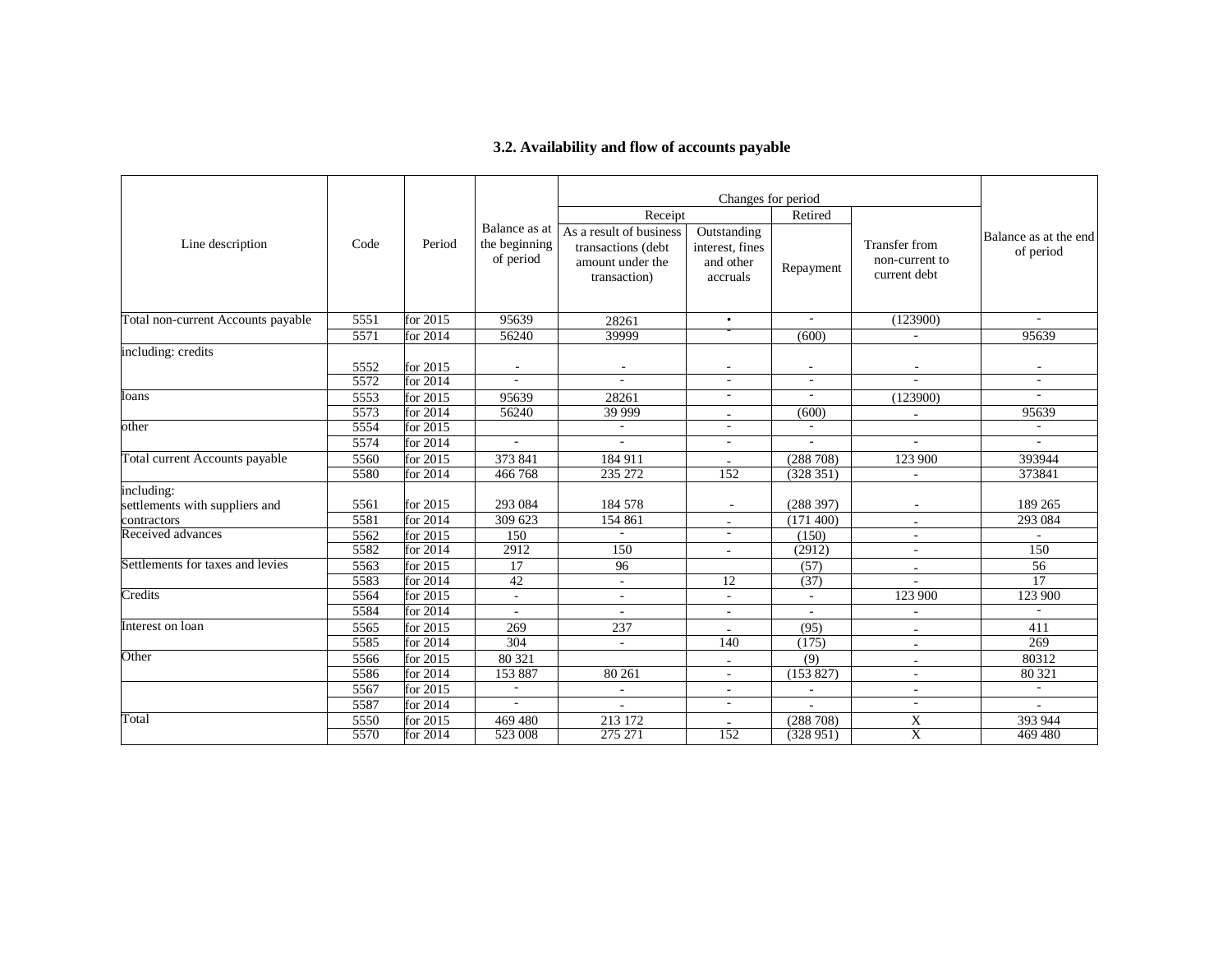### 3.2. Availability and flow of accounts payable

| Line description | Code | Period | Balance as at the beginning of period | Changes for period | | | | Balance as at the end of period |
|---|---|---|---|---|---|---|---|---|
| | | | | Receipt | | Retired | | |
| | | | | As a result of business transactions (debt amount under the transaction) | Outstanding interest, fines and other accruals | Repayment | Transfer from non-current to current debt | |
| Total non-current Accounts payable | 5551 | for 2015 | 95639 | 28261 | • | - | (123900) | - |
| | 5571 | for 2014 | 56240 | 39999 | - | (600) | - | 95639 |
| including: credits | 5552 | for 2015 | - | - | - | - | - | - |
| | 5572 | for 2014 | - | - | - | - | - | - |
| loans | 5553 | for 2015 | 95639 | 28261 | - | - | (123900) | - |
| | 5573 | for 2014 | 56240 | 39 999 | - | (600) | - | 95639 |
| other | 5554 | for 2015 | | - | - | - | | - |
| | 5574 | for 2014 | - | - | - | - | - | - |
| Total current Accounts payable | 5560 | for 2015 | 373 841 | 184 911 | - | (288 708) | 123 900 | 393944 |
| | 5580 | for 2014 | 466 768 | 235 272 | 152 | (328 351) | - | 373841 |
| including: settlements with suppliers and contractors | 5561 | for 2015 | 293 084 | 184 578 | - | (288 397) | - | 189 265 |
| | 5581 | for 2014 | 309 623 | 154 861 | - | (171 400) | - | 293 084 |
| Received advances | 5562 | for 2015 | 150 | - | - | (150) | - | - |
| | 5582 | for 2014 | 2912 | 150 | - | (2912) | - | 150 |
| Settlements for taxes and levies | 5563 | for 2015 | 17 | 96 | | (57) | - | 56 |
| | 5583 | for 2014 | 42 | - | 12 | (37) | - | 17 |
| Credits | 5564 | for 2015 | - | - | - | - | 123 900 | 123 900 |
| | 5584 | for 2014 | - | - | - | - | - | - |
| Interest on loan | 5565 | for 2015 | 269 | 237 | - | (95) | - | 411 |
| | 5585 | for 2014 | 304 | - | 140 | (175) | - | 269 |
| Other | 5566 | for 2015 | 80 321 | | - | (9) | - | 80312 |
| | 5586 | for 2014 | 153 887 | 80 261 | - | (153 827) | - | 80 321 |
| | 5567 | for 2015 | - | - | - | - | - | - |
| | 5587 | for 2014 | - | - | - | - | - | - |
| Total | 5550 | for 2015 | 469 480 | 213 172 | - | (288 708) | X | 393 944 |
| | 5570 | for 2014 | 523 008 | 275 271 | 152 | (328 951) | X | 469 480 |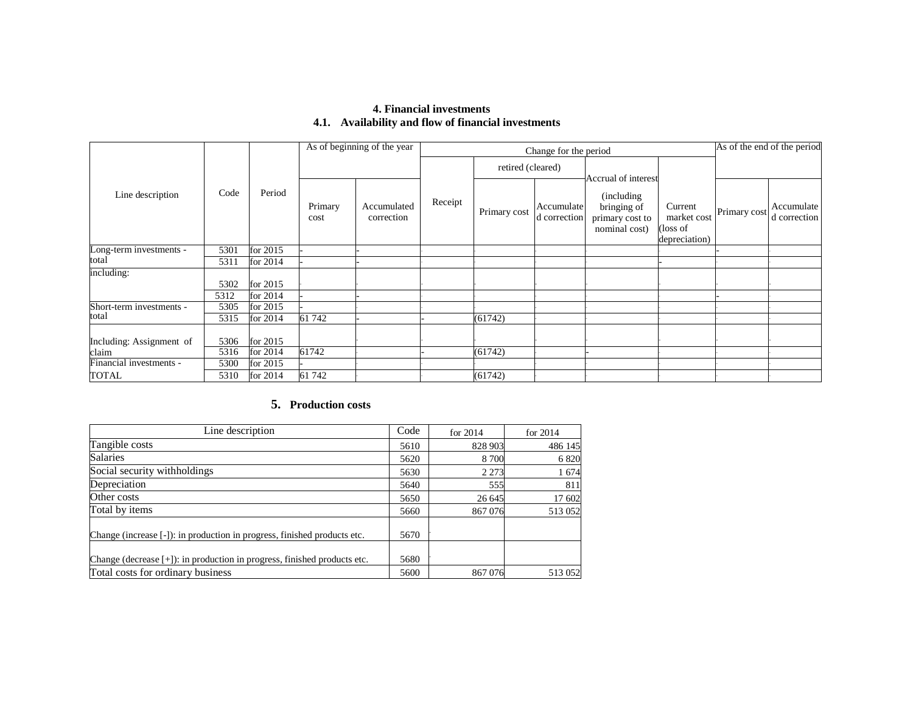**4. Financial investments**

**4.1. Availability and flow of financial investments**

| Line description | Code | Period | As of beginning of the year | | Change for the period | | | | | As of the end of the period | |
|---|---|---|---|---|---|---|---|---|---|---|---|
| | | | | | Receipt | retired (cleared) | | Accrual of interest (including bringing of primary cost to nominal cost) | Current market cost (loss of depreciation) | | |
| | | | Primary cost | Accumulated correction | | Primary cost | Accumulated correction | | | Primary cost | Accumulated correction |
| Long-term investments - total | 5301 | for 2015 | - | - | - | - | - | - | - | - | - |
| | 5311 | for 2014 | - | - | - | - | - | - | - | - | - |
| including: | 5302 | for 2015 | - | - | - | - | - | - | - | - | - |
| | 5312 | for 2014 | - | - | - | - | - | - | - | - | - |
| Short-term investments - total | 5305 | for 2015 | - | - | - | - | - | - | - | - | - |
| | 5315 | for 2014 | 61 742 | - | - | (61742) | - | - | - | - | - |
| Including: Assignment of claim | 5306 | for 2015 | - | - | - | - | - | - | - | - | - |
| | 5316 | for 2014 | 61742 | - | - | (61742) | - | - | - | - | - |
| Financial investments - TOTAL | 5300 | for 2015 | - | - | - | - | - | - | - | - | - |
| | 5310 | for 2014 | 61 742 | - | - | (61742) | - | - | - | - | - |

**5. Production costs**

| Line description | Code | for 2014 | for 2014 |
|---|---|---|---|
| Tangible costs | 5610 | 828 903 | 486 145 |
| Salaries | 5620 | 8 700 | 6 820 |
| Social security withholdings | 5630 | 2 273 | 1 674 |
| Depreciation | 5640 | 555 | 811 |
| Other costs | 5650 | 26 645 | 17 602 |
| Total by items | 5660 | 867 076 | 513 052 |
| Change (increase [-]): in production in progress, finished products etc. | 5670 | - | |
| Change (decrease [+]): in production in progress, finished products etc. | 5680 | - | |
| Total costs for ordinary business | 5600 | 867 076 | 513 052 |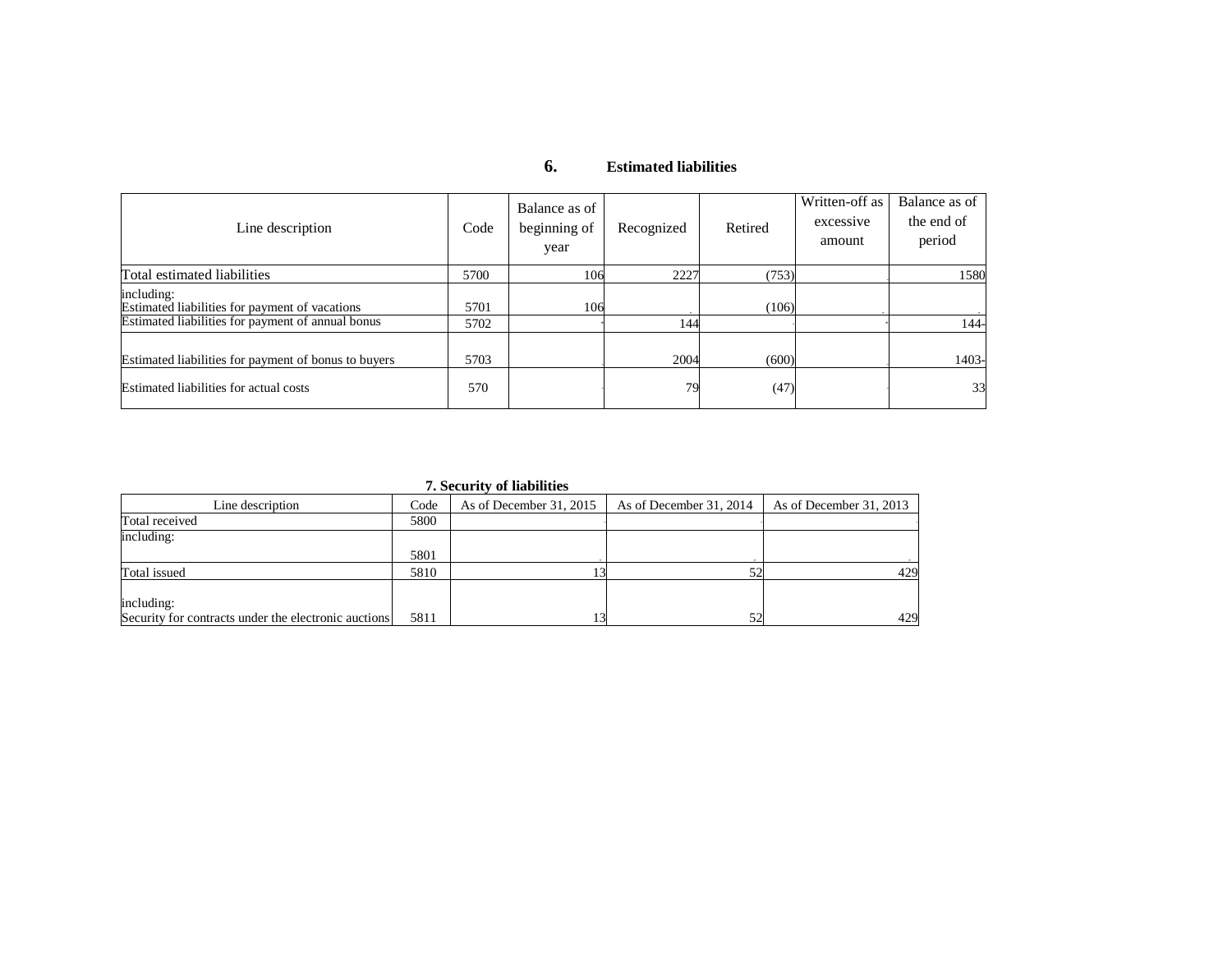## 6. Estimated liabilities

| Line description | Code | Balance as of beginning of year | Recognized | Retired | Written-off as excessive amount | Balance as of the end of period |
|---|---|---|---|---|---|---|
| Total estimated liabilities | 5700 | 106 | 2227 | (753) | | 1580 |
| including:<br>Estimated liabilities for payment of vacations | 5701 | 106 | - | (106) | - | - |
| Estimated liabilities for payment of annual bonus | 5702 | - | 144 | - | - | 144- |
| Estimated liabilities for payment of bonus to buyers | 5703 | | 2004 | (600) | | 1403- |
| Estimated liabilities for actual costs | 570 | - | 79 | (47) | - | 33 |

## 7. Security of liabilities

| Line description | Code | As of December 31, 2015 | As of December 31, 2014 | As of December 31, 2013 |
|---|---|---|---|---|
| Total received | 5800 | - | - | - |
| including: | 5801 | - | - | - |
| Total issued | 5810 | 13 | 52 | 429 |
| including:<br>Security for contracts under the electronic auctions | 5811 | 13 | 52 | 429 |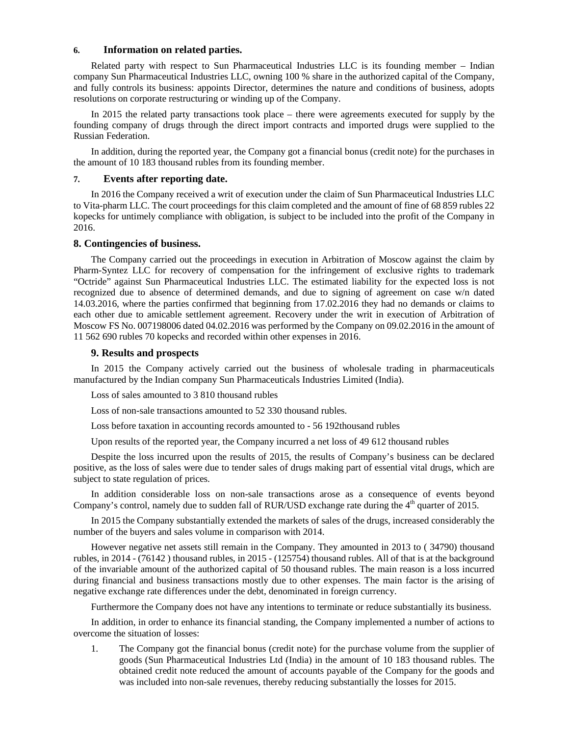### 6. Information on related parties.

Related party with respect to Sun Pharmaceutical Industries LLC is its founding member – Indian company Sun Pharmaceutical Industries LLC, owning 100 % share in the authorized capital of the Company, and fully controls its business: appoints Director, determines the nature and conditions of business, adopts resolutions on corporate restructuring or winding up of the Company.

In 2015 the related party transactions took place – there were agreements executed for supply by the founding company of drugs through the direct import contracts and imported drugs were supplied to the Russian Federation.

In addition, during the reported year, the Company got a financial bonus (credit note) for the purchases in the amount of 10 183 thousand rubles from its founding member.

### 7. Events after reporting date.

In 2016 the Company received a writ of execution under the claim of Sun Pharmaceutical Industries LLC to Vita-pharm LLC. The court proceedings for this claim completed and the amount of fine of 68 859 rubles 22 kopecks for untimely compliance with obligation, is subject to be included into the profit of the Company in 2016.

### 8. Contingencies of business.

The Company carried out the proceedings in execution in Arbitration of Moscow against the claim by Pharm-Syntez LLC for recovery of compensation for the infringement of exclusive rights to trademark "Octride" against Sun Pharmaceutical Industries LLC. The estimated liability for the expected loss is not recognized due to absence of determined demands, and due to signing of agreement on case w/n dated 14.03.2016, where the parties confirmed that beginning from 17.02.2016 they had no demands or claims to each other due to amicable settlement agreement. Recovery under the writ in execution of Arbitration of Moscow FS No. 007198006 dated 04.02.2016 was performed by the Company on 09.02.2016 in the amount of 11 562 690 rubles 70 kopecks and recorded within other expenses in 2016.

### 9. Results and prospects

In 2015 the Company actively carried out the business of wholesale trading in pharmaceuticals manufactured by the Indian company Sun Pharmaceuticals Industries Limited (India).

Loss of sales amounted to 3 810 thousand rubles

Loss of non-sale transactions amounted to 52 330 thousand rubles.

Loss before taxation in accounting records amounted to - 56 192thousand rubles

Upon results of the reported year, the Company incurred a net loss of 49 612 thousand rubles

Despite the loss incurred upon the results of 2015, the results of Company's business can be declared positive, as the loss of sales were due to tender sales of drugs making part of essential vital drugs, which are subject to state regulation of prices.

In addition considerable loss on non-sale transactions arose as a consequence of events beyond Company's control, namely due to sudden fall of RUR/USD exchange rate during the 4th quarter of 2015.

In 2015 the Company substantially extended the markets of sales of the drugs, increased considerably the number of the buyers and sales volume in comparison with 2014.

However negative net assets still remain in the Company. They amounted in 2013 to ( 34790) thousand rubles, in 2014 - (76142 ) thousand rubles, in 2015 - (125754) thousand rubles. All of that is at the background of the invariable amount of the authorized capital of 50 thousand rubles. The main reason is a loss incurred during financial and business transactions mostly due to other expenses. The main factor is the arising of negative exchange rate differences under the debt, denominated in foreign currency.

Furthermore the Company does not have any intentions to terminate or reduce substantially its business.

In addition, in order to enhance its financial standing, the Company implemented a number of actions to overcome the situation of losses:

1. The Company got the financial bonus (credit note) for the purchase volume from the supplier of goods (Sun Pharmaceutical Industries Ltd (India) in the amount of 10 183 thousand rubles. The obtained credit note reduced the amount of accounts payable of the Company for the goods and was included into non-sale revenues, thereby reducing substantially the losses for 2015.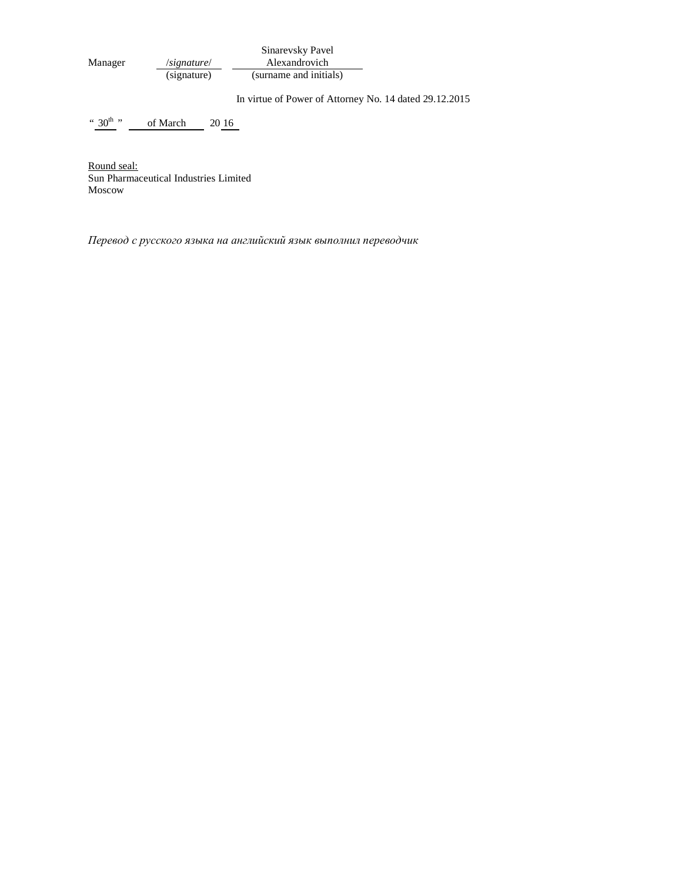| | | |
|---|---|---|
| Manager | /*signature*/ | Sinarevsky Pavel Alexandrovich |
| | (signature) | (surname and initials) |

In virtue of Power of Attorney No. 14 dated 29.12.2015

“ 30th ” of March 20 16

Round seal:
Sun Pharmaceutical Industries Limited
Moscow

*Перевод с русского языка на английский язык выполнил переводчик*